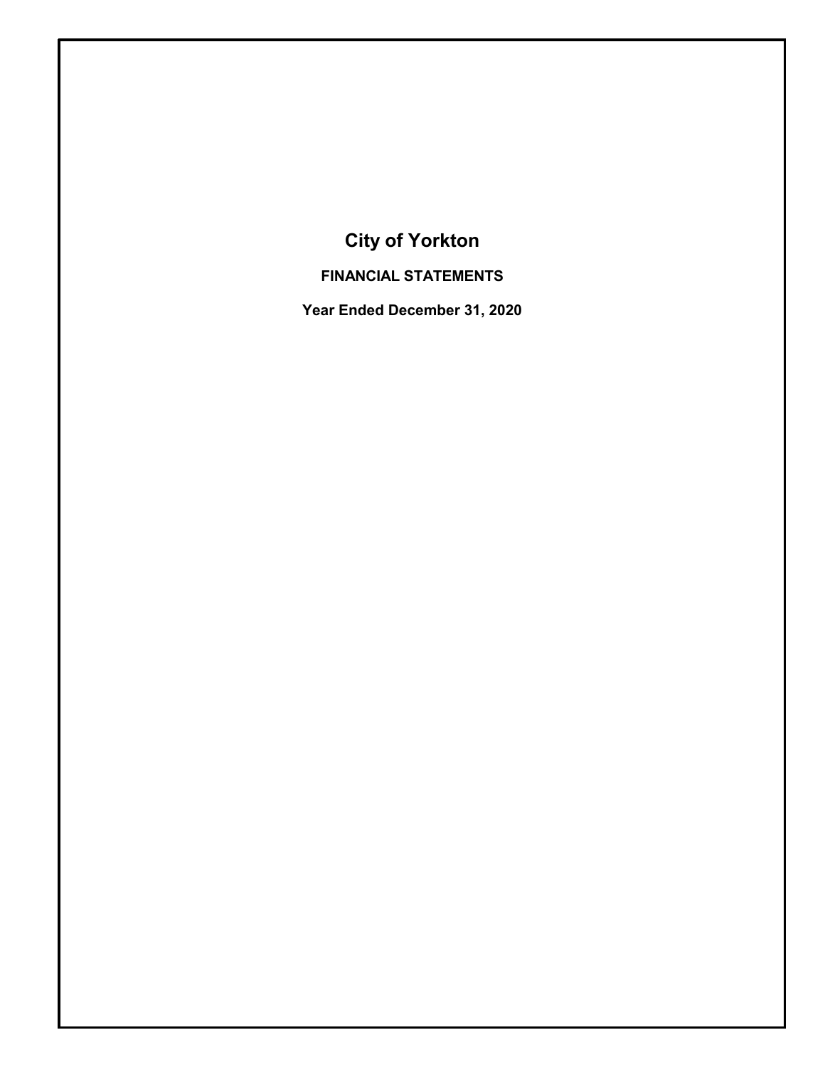# City of Yorkton

## FINANCIAL STATEMENTS

**Year Ended December 31, 2020**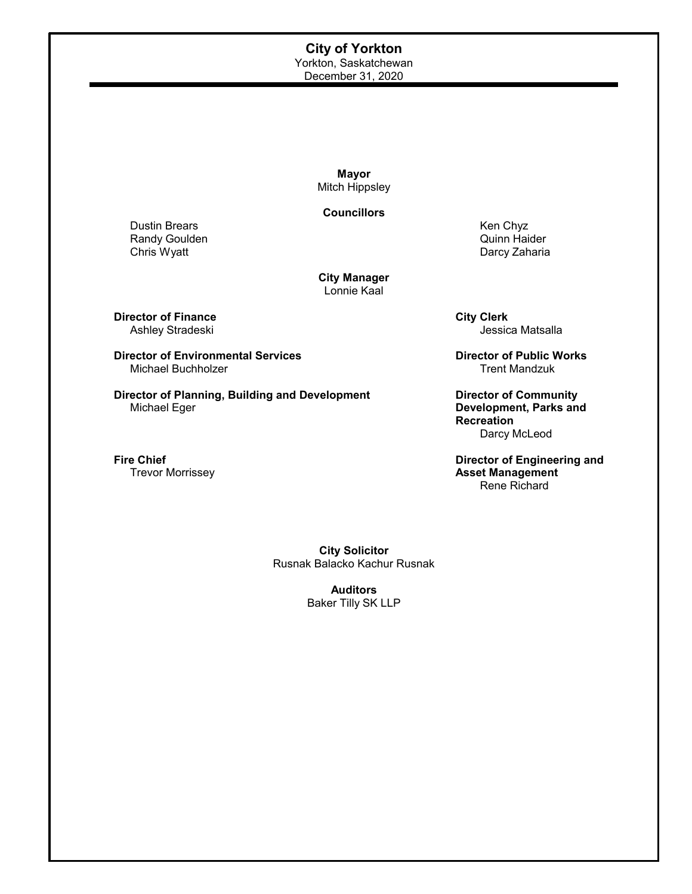# City of Yorkton

Yorkton, Saskatchewan

December 31, 2020

**Mayor**

Mitch Hippsley

**Councillors**

Dustin Brears

Randy Goulden

Chris Wyatt

Ken Chyz

Quinn Haider

Darcy Zaharia

**City Manager**

Lonnie Kaal

**Director of Finance**

Ashley Stradeski

**Director of Environmental Services**

Michael Buchholzer

**Director of Planning, Building and Development**

Michael Eger

**Fire Chief**

Trevor Morrissey

**City Clerk**

Jessica Matsalla

**Director of Public Works**

Trent Mandzuk

**Director of Community Development, Parks and Recreation**

Darcy McLeod

**Director of Engineering and Asset Management**

Rene Richard

**City Solicitor**

Rusnak Balacko Kachur Rusnak

**Auditors**

Baker Tilly SK LLP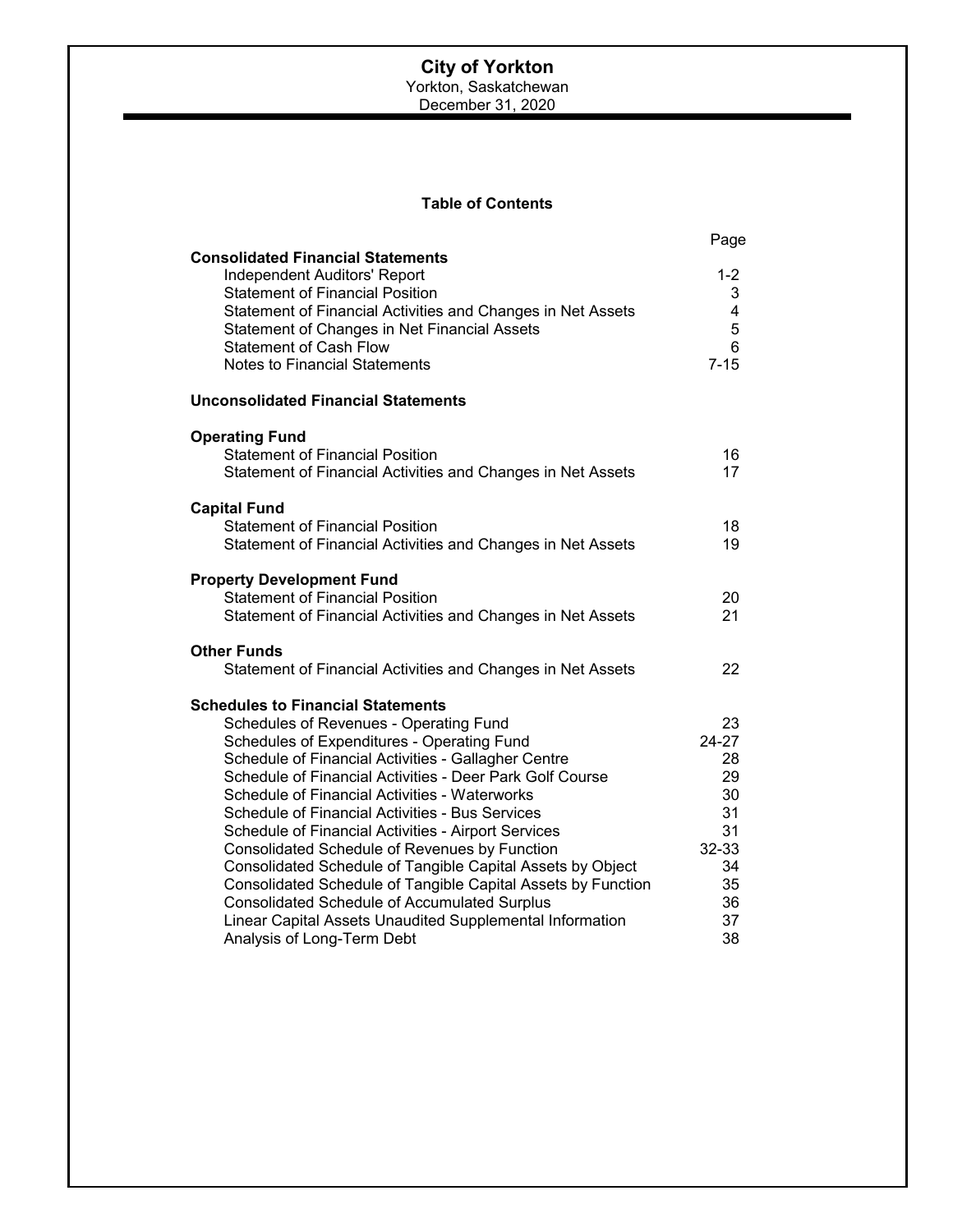# City of Yorkton

Yorkton, Saskatchewan
December 31, 2020

## Table of Contents

| | Page |
|---|---|
| **Consolidated Financial Statements** | |
| Independent Auditors' Report | 1-2 |
| Statement of Financial Position | 3 |
| Statement of Financial Activities and Changes in Net Assets | 4 |
| Statement of Changes in Net Financial Assets | 5 |
| Statement of Cash Flow | 6 |
| Notes to Financial Statements | 7-15 |
| **Unconsolidated Financial Statements** | |
| **Operating Fund** | |
| Statement of Financial Position | 16 |
| Statement of Financial Activities and Changes in Net Assets | 17 |
| **Capital Fund** | |
| Statement of Financial Position | 18 |
| Statement of Financial Activities and Changes in Net Assets | 19 |
| **Property Development Fund** | |
| Statement of Financial Position | 20 |
| Statement of Financial Activities and Changes in Net Assets | 21 |
| **Other Funds** | |
| Statement of Financial Activities and Changes in Net Assets | 22 |
| **Schedules to Financial Statements** | |
| Schedules of Revenues - Operating Fund | 23 |
| Schedules of Expenditures - Operating Fund | 24-27 |
| Schedule of Financial Activities - Gallagher Centre | 28 |
| Schedule of Financial Activities - Deer Park Golf Course | 29 |
| Schedule of Financial Activities - Waterworks | 30 |
| Schedule of Financial Activities - Bus Services | 31 |
| Schedule of Financial Activities - Airport Services | 31 |
| Consolidated Schedule of Revenues by Function | 32-33 |
| Consolidated Schedule of Tangible Capital Assets by Object | 34 |
| Consolidated Schedule of Tangible Capital Assets by Function | 35 |
| Consolidated Schedule of Accumulated Surplus | 36 |
| Linear Capital Assets Unaudited Supplemental Information | 37 |
| Analysis of Long-Term Debt | 38 |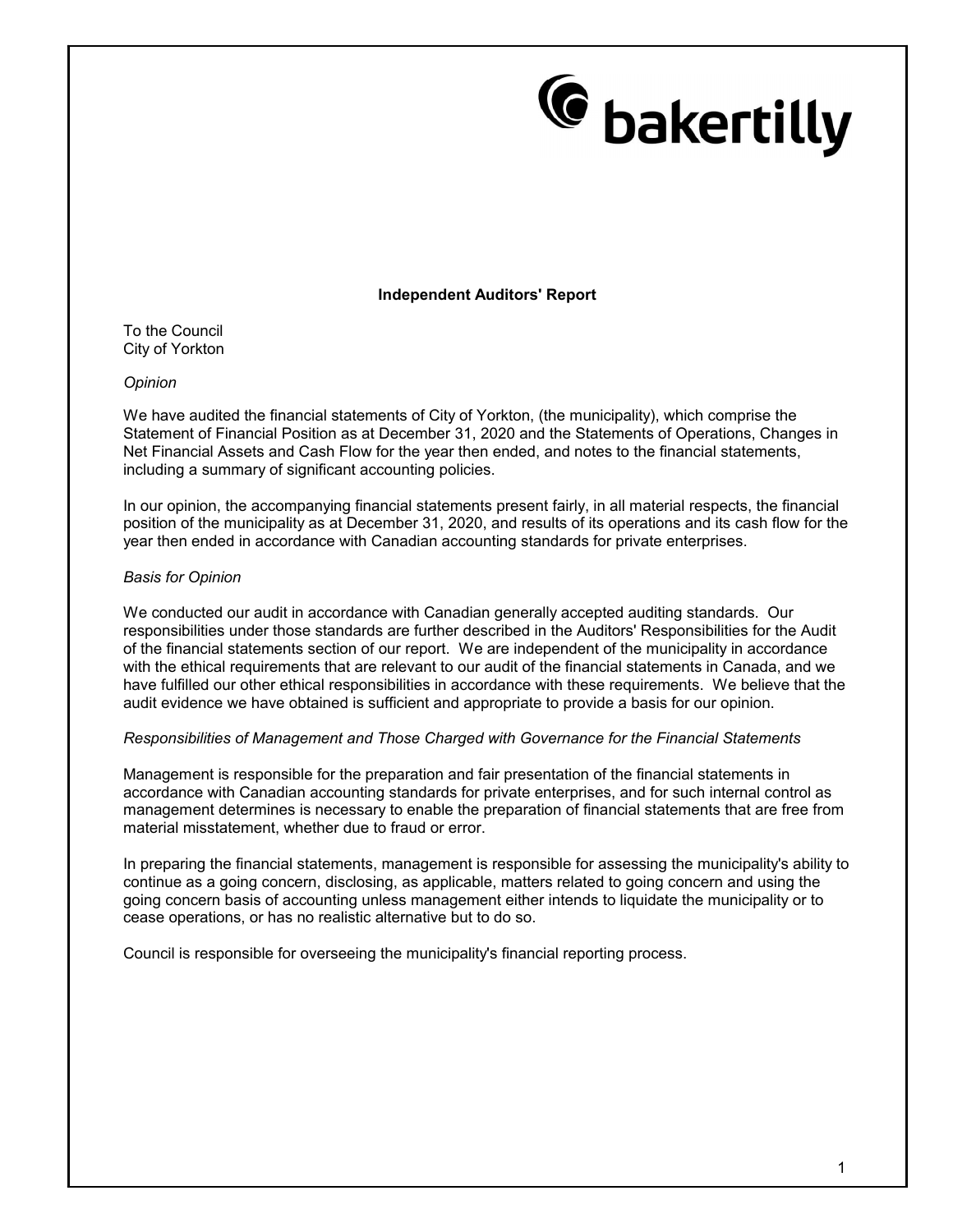bakertilly

**Independent Auditors' Report**

To the Council
City of Yorkton

*Opinion*

We have audited the financial statements of City of Yorkton, (the municipality), which comprise the Statement of Financial Position as at December 31, 2020 and the Statements of Operations, Changes in Net Financial Assets and Cash Flow for the year then ended, and notes to the financial statements, including a summary of significant accounting policies.

In our opinion, the accompanying financial statements present fairly, in all material respects, the financial position of the municipality as at December 31, 2020, and results of its operations and its cash flow for the year then ended in accordance with Canadian accounting standards for private enterprises.

*Basis for Opinion*

We conducted our audit in accordance with Canadian generally accepted auditing standards. Our responsibilities under those standards are further described in the Auditors' Responsibilities for the Audit of the financial statements section of our report. We are independent of the municipality in accordance with the ethical requirements that are relevant to our audit of the financial statements in Canada, and we have fulfilled our other ethical responsibilities in accordance with these requirements. We believe that the audit evidence we have obtained is sufficient and appropriate to provide a basis for our opinion.

*Responsibilities of Management and Those Charged with Governance for the Financial Statements*

Management is responsible for the preparation and fair presentation of the financial statements in accordance with Canadian accounting standards for private enterprises, and for such internal control as management determines is necessary to enable the preparation of financial statements that are free from material misstatement, whether due to fraud or error.

In preparing the financial statements, management is responsible for assessing the municipality's ability to continue as a going concern, disclosing, as applicable, matters related to going concern and using the going concern basis of accounting unless management either intends to liquidate the municipality or to cease operations, or has no realistic alternative but to do so.

Council is responsible for overseeing the municipality's financial reporting process.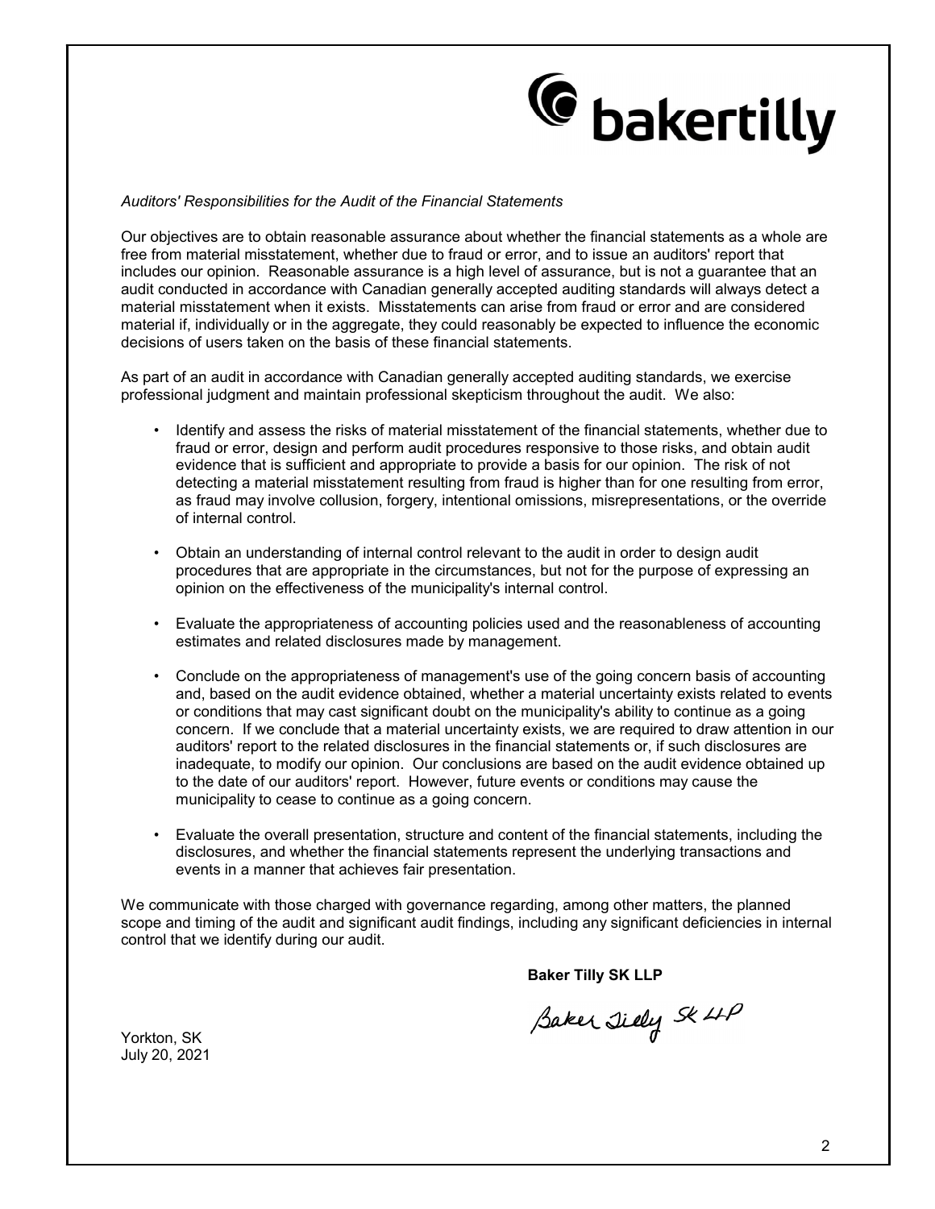*Auditors' Responsibilities for the Audit of the Financial Statements*

Our objectives are to obtain reasonable assurance about whether the financial statements as a whole are free from material misstatement, whether due to fraud or error, and to issue an auditors' report that includes our opinion. Reasonable assurance is a high level of assurance, but is not a guarantee that an audit conducted in accordance with Canadian generally accepted auditing standards will always detect a material misstatement when it exists. Misstatements can arise from fraud or error and are considered material if, individually or in the aggregate, they could reasonably be expected to influence the economic decisions of users taken on the basis of these financial statements.

As part of an audit in accordance with Canadian generally accepted auditing standards, we exercise professional judgment and maintain professional skepticism throughout the audit. We also:

- Identify and assess the risks of material misstatement of the financial statements, whether due to fraud or error, design and perform audit procedures responsive to those risks, and obtain audit evidence that is sufficient and appropriate to provide a basis for our opinion. The risk of not detecting a material misstatement resulting from fraud is higher than for one resulting from error, as fraud may involve collusion, forgery, intentional omissions, misrepresentations, or the override of internal control.

- Obtain an understanding of internal control relevant to the audit in order to design audit procedures that are appropriate in the circumstances, but not for the purpose of expressing an opinion on the effectiveness of the municipality's internal control.

- Evaluate the appropriateness of accounting policies used and the reasonableness of accounting estimates and related disclosures made by management.

- Conclude on the appropriateness of management's use of the going concern basis of accounting and, based on the audit evidence obtained, whether a material uncertainty exists related to events or conditions that may cast significant doubt on the municipality's ability to continue as a going concern. If we conclude that a material uncertainty exists, we are required to draw attention in our auditors' report to the related disclosures in the financial statements or, if such disclosures are inadequate, to modify our opinion. Our conclusions are based on the audit evidence obtained up to the date of our auditors' report. However, future events or conditions may cause the municipality to cease to continue as a going concern.

- Evaluate the overall presentation, structure and content of the financial statements, including the disclosures, and whether the financial statements represent the underlying transactions and events in a manner that achieves fair presentation.

We communicate with those charged with governance regarding, among other matters, the planned scope and timing of the audit and significant audit findings, including any significant deficiencies in internal control that we identify during our audit.

**Baker Tilly SK LLP**

Baker Tilly SK LLP

Yorkton, SK
July 20, 2021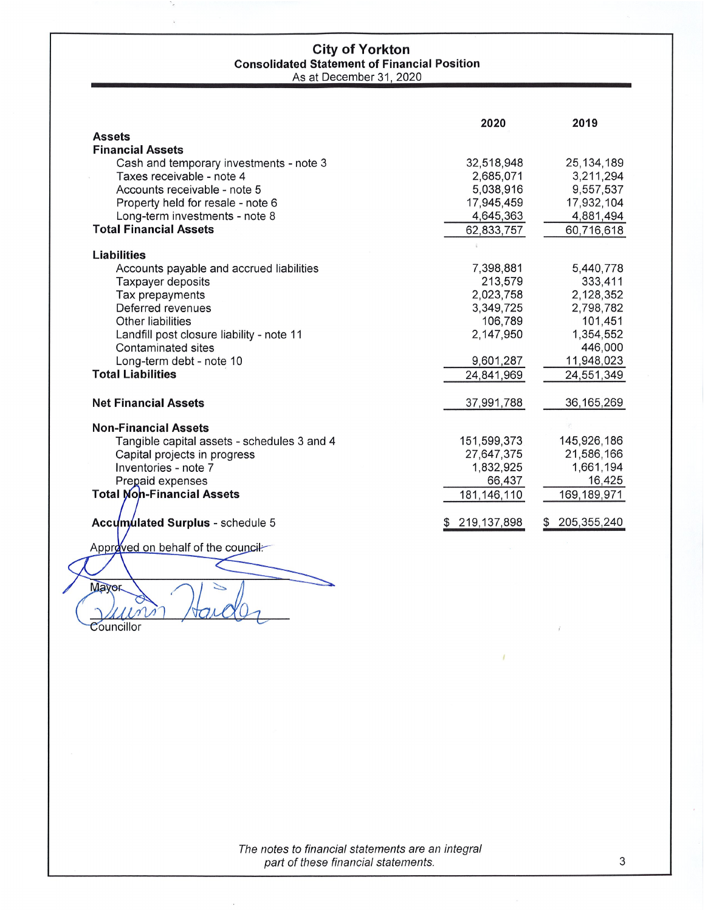# City of Yorkton

## Consolidated Statement of Financial Position

As at December 31, 2020

| | 2020 | 2019 |
|---|---|---|
| **Assets** | | |
| **Financial Assets** | | |
| Cash and temporary investments - note 3 | 32,518,948 | 25,134,189 |
| Taxes receivable - note 4 | 2,685,071 | 3,211,294 |
| Accounts receivable - note 5 | 5,038,916 | 9,557,537 |
| Property held for resale - note 6 | 17,945,459 | 17,932,104 |
| Long-term investments - note 8 | 4,645,363 | 4,881,494 |
| **Total Financial Assets** | 62,833,757 | 60,716,618 |
| | | |
| **Liabilities** | | |
| Accounts payable and accrued liabilities | 7,398,881 | 5,440,778 |
| Taxpayer deposits | 213,579 | 333,411 |
| Tax prepayments | 2,023,758 | 2,128,352 |
| Deferred revenues | 3,349,725 | 2,798,782 |
| Other liabilities | 106,789 | 101,451 |
| Landfill post closure liability - note 11 | 2,147,950 | 1,354,552 |
| Contaminated sites | | 446,000 |
| Long-term debt - note 10 | 9,601,287 | 11,948,023 |
| **Total Liabilities** | 24,841,969 | 24,551,349 |
| | | |
| **Net Financial Assets** | 37,991,788 | 36,165,269 |
| | | |
| **Non-Financial Assets** | | |
| Tangible capital assets - schedules 3 and 4 | 151,599,373 | 145,926,186 |
| Capital projects in progress | 27,647,375 | 21,586,166 |
| Inventories - note 7 | 1,832,925 | 1,661,194 |
| Prepaid expenses | 66,437 | 16,425 |
| **Total Non-Financial Assets** | 181,146,110 | 169,189,971 |
| | | |
| **Accumulated Surplus** - schedule 5 | $ 219,137,898 | $ 205,355,240 |

Approved on behalf of the council:

Mayor

Councillor

*The notes to financial statements are an integral part of these financial statements.*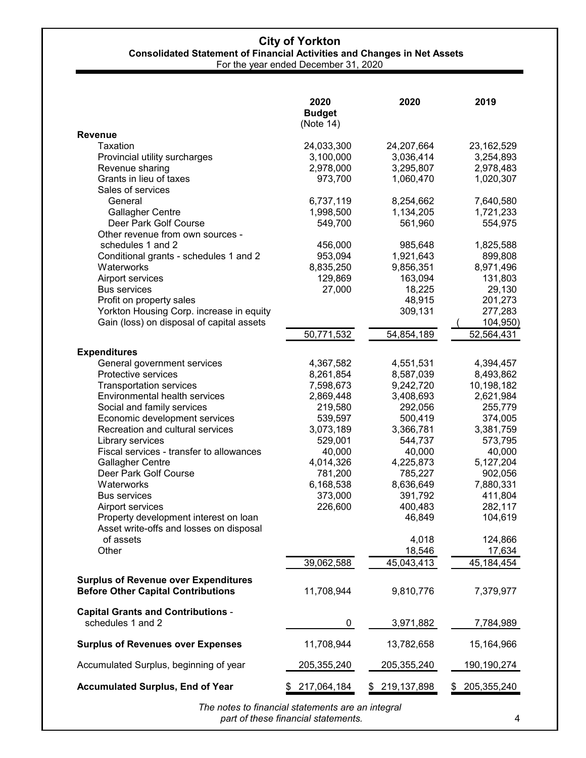# City of Yorkton

## Consolidated Statement of Financial Activities and Changes in Net Assets

For the year ended December 31, 2020

| | 2020 Budget (Note 14) | 2020 | 2019 |
|---|---|---|---|
| **Revenue** | | | |
| Taxation | 24,033,300 | 24,207,664 | 23,162,529 |
| Provincial utility surcharges | 3,100,000 | 3,036,414 | 3,254,893 |
| Revenue sharing | 2,978,000 | 3,295,807 | 2,978,483 |
| Grants in lieu of taxes | 973,700 | 1,060,470 | 1,020,307 |
| Sales of services | | | |
| General | 6,737,119 | 8,254,662 | 7,640,580 |
| Gallagher Centre | 1,998,500 | 1,134,205 | 1,721,233 |
| Deer Park Golf Course | 549,700 | 561,960 | 554,975 |
| Other revenue from own sources - schedules 1 and 2 | 456,000 | 985,648 | 1,825,588 |
| Conditional grants - schedules 1 and 2 | 953,094 | 1,921,643 | 899,808 |
| Waterworks | 8,835,250 | 9,856,351 | 8,971,496 |
| Airport services | 129,869 | 163,094 | 131,803 |
| Bus services | 27,000 | 18,225 | 29,130 |
| Profit on property sales | | 48,915 | 201,273 |
| Yorkton Housing Corp. increase in equity | | 309,131 | 277,283 |
| Gain (loss) on disposal of capital assets | | | (104,950) |
| | 50,771,532 | 54,854,189 | 52,564,431 |
| **Expenditures** | | | |
| General government services | 4,367,582 | 4,551,531 | 4,394,457 |
| Protective services | 8,261,854 | 8,587,039 | 8,493,862 |
| Transportation services | 7,598,673 | 9,242,720 | 10,198,182 |
| Environmental health services | 2,869,448 | 3,408,693 | 2,621,984 |
| Social and family services | 219,580 | 292,056 | 255,779 |
| Economic development services | 539,597 | 500,419 | 374,005 |
| Recreation and cultural services | 3,073,189 | 3,366,781 | 3,381,759 |
| Library services | 529,001 | 544,737 | 573,795 |
| Fiscal services - transfer to allowances | 40,000 | 40,000 | 40,000 |
| Gallagher Centre | 4,014,326 | 4,225,873 | 5,127,204 |
| Deer Park Golf Course | 781,200 | 785,227 | 902,056 |
| Waterworks | 6,168,538 | 8,636,649 | 7,880,331 |
| Bus services | 373,000 | 391,792 | 411,804 |
| Airport services | 226,600 | 400,483 | 282,117 |
| Property development interest on loan | | 46,849 | 104,619 |
| Asset write-offs and losses on disposal of assets | | 4,018 | 124,866 |
| Other | | 18,546 | 17,634 |
| | 39,062,588 | 45,043,413 | 45,184,454 |
| **Surplus of Revenue over Expenditures Before Other Capital Contributions** | 11,708,944 | 9,810,776 | 7,379,977 |
| **Capital Grants and Contributions** - schedules 1 and 2 | 0 | 3,971,882 | 7,784,989 |
| **Surplus of Revenues over Expenses** | 11,708,944 | 13,782,658 | 15,164,966 |
| Accumulated Surplus, beginning of year | 205,355,240 | 205,355,240 | 190,190,274 |
| **Accumulated Surplus, End of Year** | $ 217,064,184 | $ 219,137,898 | $ 205,355,240 |

*The notes to financial statements are an integral part of these financial statements.*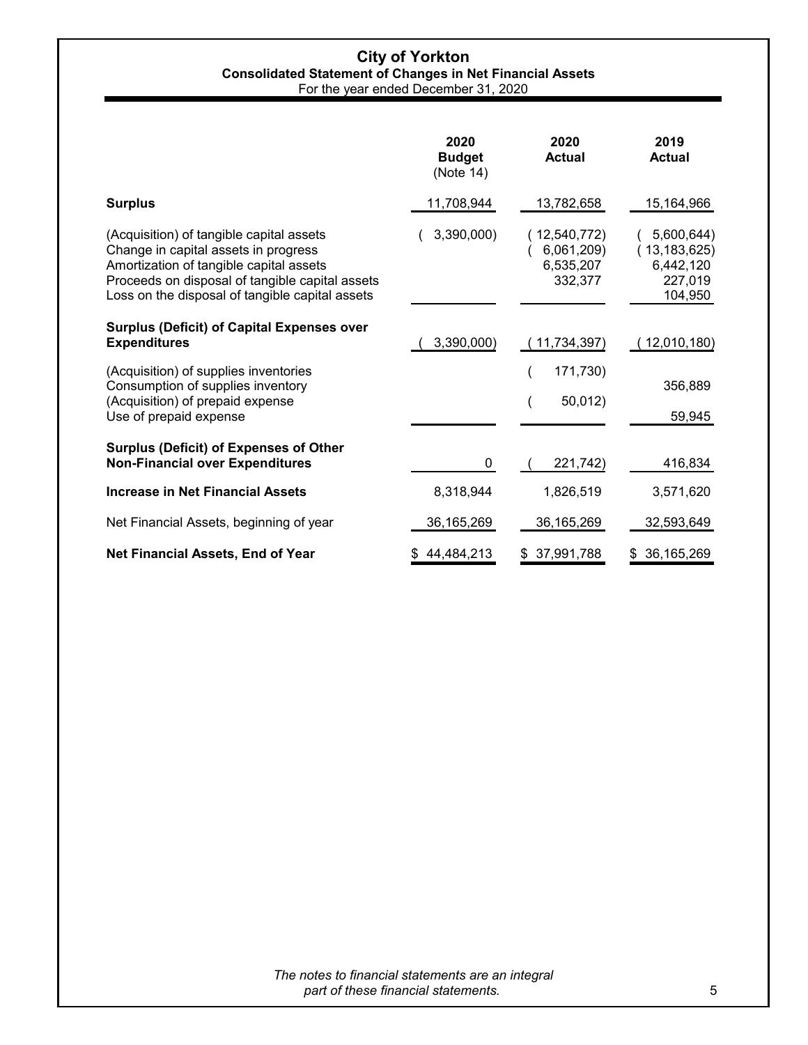# City of Yorkton

**Consolidated Statement of Changes in Net Financial Assets**

For the year ended December 31, 2020

| | 2020 Budget (Note 14) | 2020 Actual | 2019 Actual |
|---|---|---|---|
| **Surplus** | 11,708,944 | 13,782,658 | 15,164,966 |
| (Acquisition) of tangible capital assets | ( 3,390,000) | ( 12,540,772) | ( 5,600,644) |
| Change in capital assets in progress | | ( 6,061,209) | ( 13,183,625) |
| Amortization of tangible capital assets | | 6,535,207 | 6,442,120 |
| Proceeds on disposal of tangible capital assets | | 332,377 | 227,019 |
| Loss on the disposal of tangible capital assets | | | 104,950 |
| **Surplus (Deficit) of Capital Expenses over Expenditures** | ( 3,390,000) | ( 11,734,397) | ( 12,010,180) |
| (Acquisition) of supplies inventories | | ( 171,730) | |
| Consumption of supplies inventory | | | 356,889 |
| (Acquisition) of prepaid expense | | ( 50,012) | |
| Use of prepaid expense | | | 59,945 |
| **Surplus (Deficit) of Expenses of Other Non-Financial over Expenditures** | 0 | ( 221,742) | 416,834 |
| **Increase in Net Financial Assets** | 8,318,944 | 1,826,519 | 3,571,620 |
| Net Financial Assets, beginning of year | 36,165,269 | 36,165,269 | 32,593,649 |
| **Net Financial Assets, End of Year** | $ 44,484,213 | $ 37,991,788 | $ 36,165,269 |

*The notes to financial statements are an integral part of these financial statements.*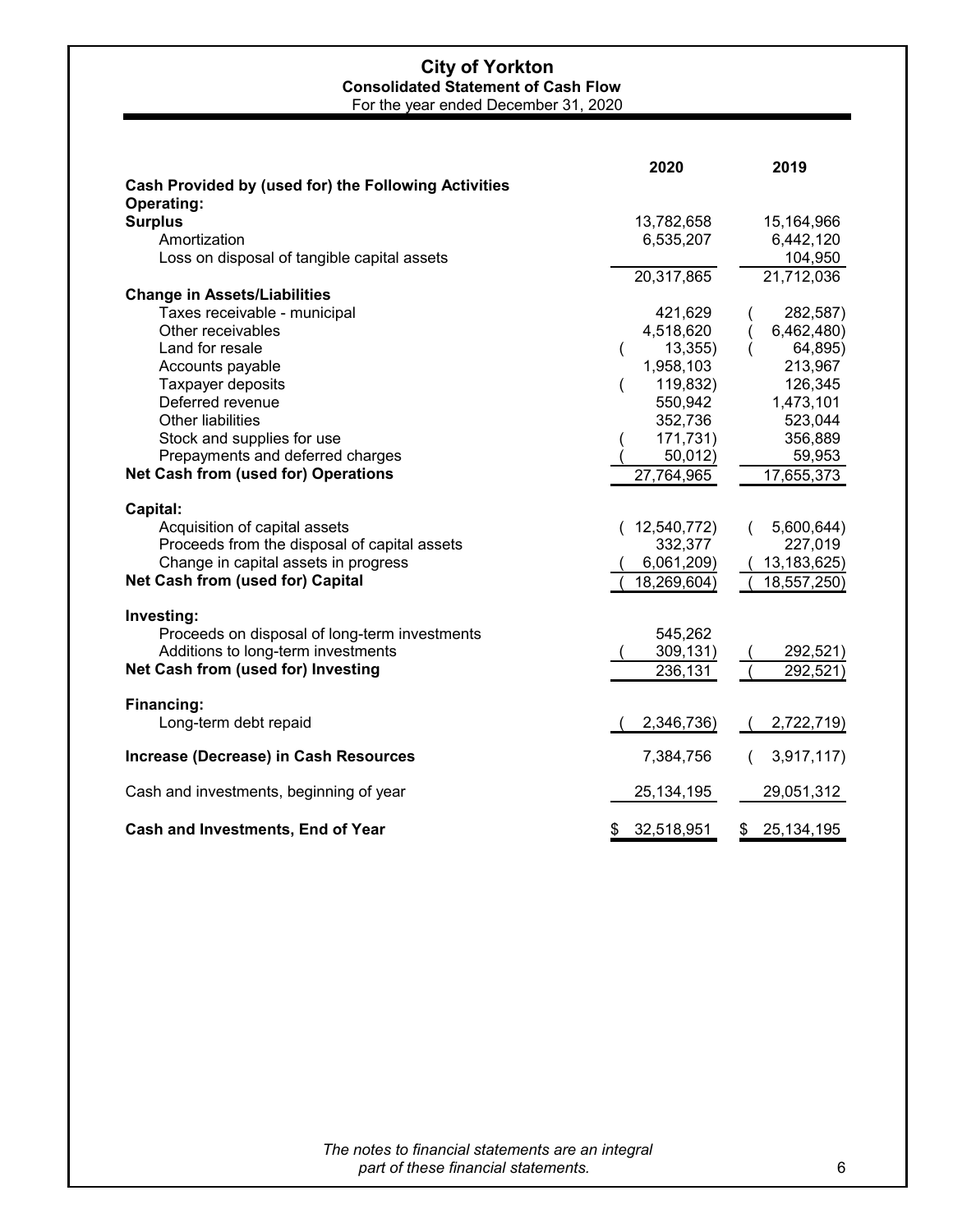# City of Yorkton

## Consolidated Statement of Cash Flow

For the year ended December 31, 2020

| | 2020 | 2019 |
|---|---|---|
| **Cash Provided by (used for) the Following Activities** | | |
| **Operating:** | | |
| **Surplus** | 13,782,658 | 15,164,966 |
| Amortization | 6,535,207 | 6,442,120 |
| Loss on disposal of tangible capital assets | | 104,950 |
| | 20,317,865 | 21,712,036 |
| **Change in Assets/Liabilities** | | |
| Taxes receivable - municipal | 421,629 | ( 282,587) |
| Other receivables | 4,518,620 | ( 6,462,480) |
| Land for resale | ( 13,355) | ( 64,895) |
| Accounts payable | 1,958,103 | 213,967 |
| Taxpayer deposits | ( 119,832) | 126,345 |
| Deferred revenue | 550,942 | 1,473,101 |
| Other liabilities | 352,736 | 523,044 |
| Stock and supplies for use | ( 171,731) | 356,889 |
| Prepayments and deferred charges | ( 50,012) | 59,953 |
| **Net Cash from (used for) Operations** | 27,764,965 | 17,655,373 |
| **Capital:** | | |
| Acquisition of capital assets | ( 12,540,772) | ( 5,600,644) |
| Proceeds from the disposal of capital assets | 332,377 | 227,019 |
| Change in capital assets in progress | ( 6,061,209) | ( 13,183,625) |
| **Net Cash from (used for) Capital** | ( 18,269,604) | ( 18,557,250) |
| **Investing:** | | |
| Proceeds on disposal of long-term investments | 545,262 | |
| Additions to long-term investments | ( 309,131) | ( 292,521) |
| **Net Cash from (used for) Investing** | 236,131 | ( 292,521) |
| **Financing:** | | |
| Long-term debt repaid | ( 2,346,736) | ( 2,722,719) |
| **Increase (Decrease) in Cash Resources** | 7,384,756 | ( 3,917,117) |
| Cash and investments, beginning of year | 25,134,195 | 29,051,312 |
| **Cash and Investments, End of Year** | $ 32,518,951 | $ 25,134,195 |

*The notes to financial statements are an integral part of these financial statements.*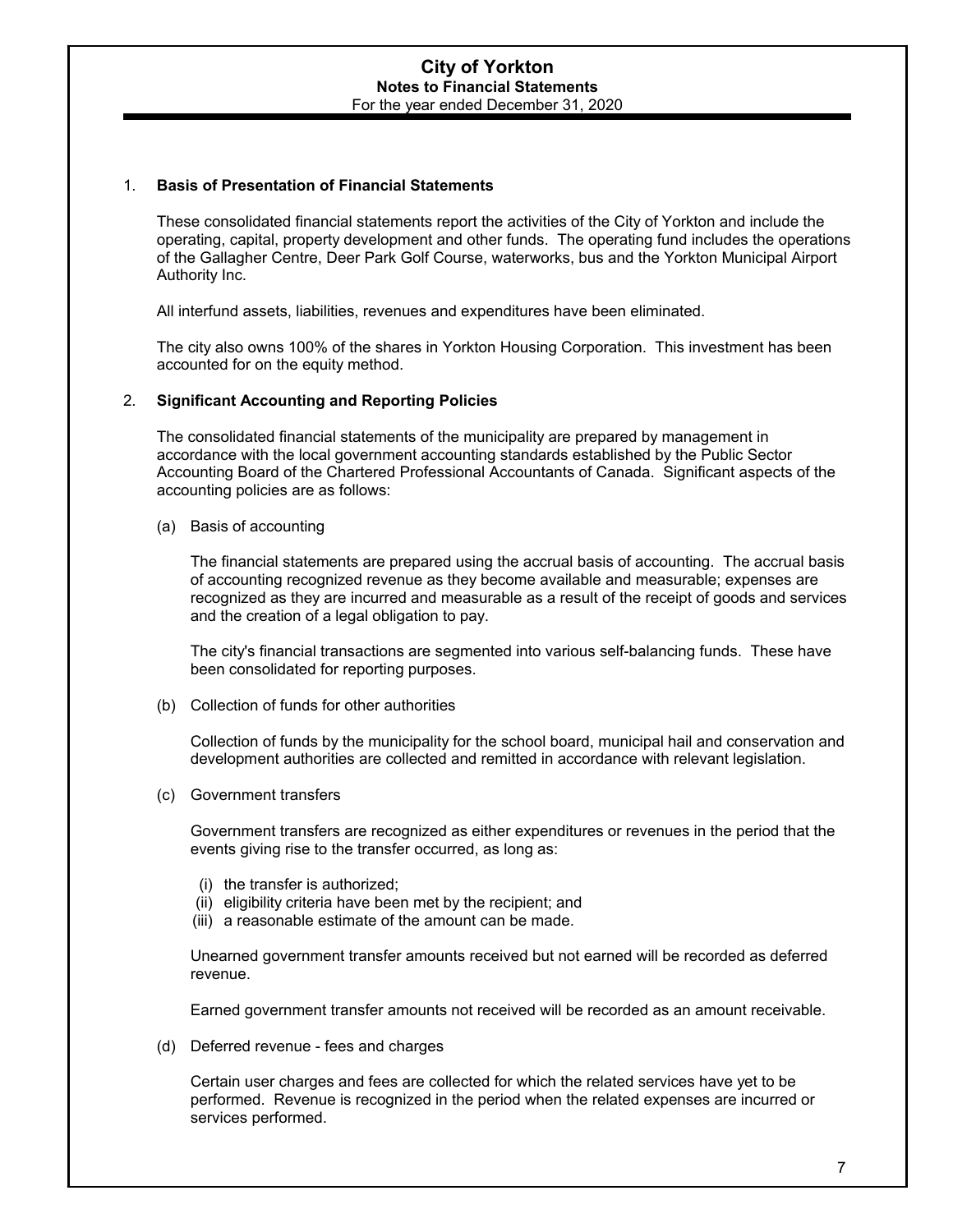# City of Yorkton
## Notes to Financial Statements
For the year ended December 31, 2020

1. **Basis of Presentation of Financial Statements**

   These consolidated financial statements report the activities of the City of Yorkton and include the operating, capital, property development and other funds. The operating fund includes the operations of the Gallagher Centre, Deer Park Golf Course, waterworks, bus and the Yorkton Municipal Airport Authority Inc.

   All interfund assets, liabilities, revenues and expenditures have been eliminated.

   The city also owns 100% of the shares in Yorkton Housing Corporation. This investment has been accounted for on the equity method.

2. **Significant Accounting and Reporting Policies**

   The consolidated financial statements of the municipality are prepared by management in accordance with the local government accounting standards established by the Public Sector Accounting Board of the Chartered Professional Accountants of Canada. Significant aspects of the accounting policies are as follows:

   (a) Basis of accounting

   The financial statements are prepared using the accrual basis of accounting. The accrual basis of accounting recognized revenue as they become available and measurable; expenses are recognized as they are incurred and measurable as a result of the receipt of goods and services and the creation of a legal obligation to pay.

   The city's financial transactions are segmented into various self-balancing funds. These have been consolidated for reporting purposes.

   (b) Collection of funds for other authorities

   Collection of funds by the municipality for the school board, municipal hail and conservation and development authorities are collected and remitted in accordance with relevant legislation.

   (c) Government transfers

   Government transfers are recognized as either expenditures or revenues in the period that the events giving rise to the transfer occurred, as long as:

   (i) the transfer is authorized;
   (ii) eligibility criteria have been met by the recipient; and
   (iii) a reasonable estimate of the amount can be made.

   Unearned government transfer amounts received but not earned will be recorded as deferred revenue.

   Earned government transfer amounts not received will be recorded as an amount receivable.

   (d) Deferred revenue - fees and charges

   Certain user charges and fees are collected for which the related services have yet to be performed. Revenue is recognized in the period when the related expenses are incurred or services performed.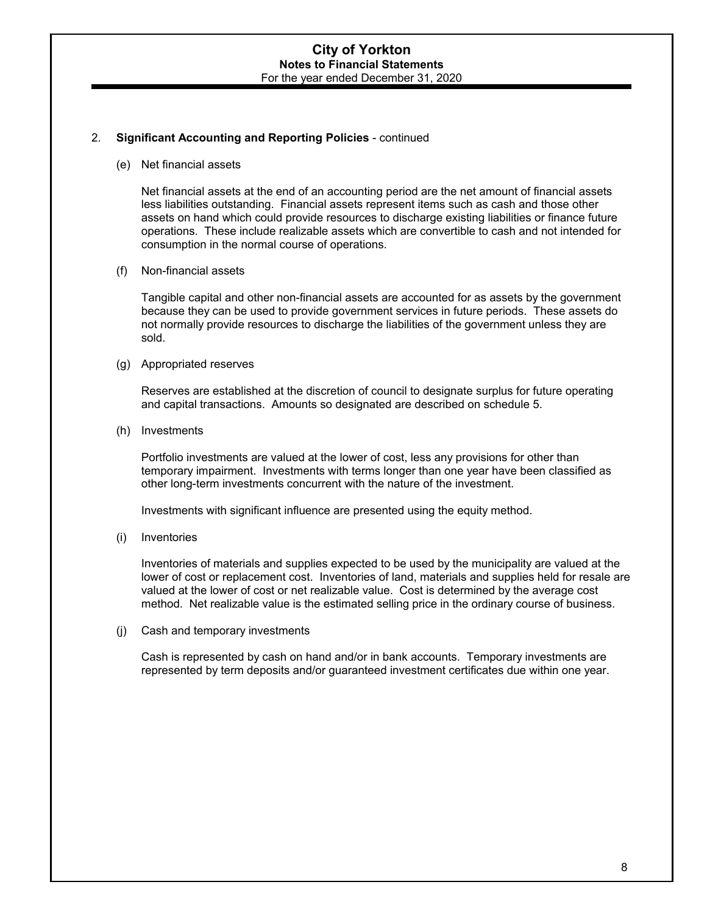2. **Significant Accounting and Reporting Policies** - continued

(e) Net financial assets

Net financial assets at the end of an accounting period are the net amount of financial assets less liabilities outstanding. Financial assets represent items such as cash and those other assets on hand which could provide resources to discharge existing liabilities or finance future operations. These include realizable assets which are convertible to cash and not intended for consumption in the normal course of operations.

(f) Non-financial assets

Tangible capital and other non-financial assets are accounted for as assets by the government because they can be used to provide government services in future periods. These assets do not normally provide resources to discharge the liabilities of the government unless they are sold.

(g) Appropriated reserves

Reserves are established at the discretion of council to designate surplus for future operating and capital transactions. Amounts so designated are described on schedule 5.

(h) Investments

Portfolio investments are valued at the lower of cost, less any provisions for other than temporary impairment. Investments with terms longer than one year have been classified as other long-term investments concurrent with the nature of the investment.

Investments with significant influence are presented using the equity method.

(i) Inventories

Inventories of materials and supplies expected to be used by the municipality are valued at the lower of cost or replacement cost. Inventories of land, materials and supplies held for resale are valued at the lower of cost or net realizable value. Cost is determined by the average cost method. Net realizable value is the estimated selling price in the ordinary course of business.

(j) Cash and temporary investments

Cash is represented by cash on hand and/or in bank accounts. Temporary investments are represented by term deposits and/or guaranteed investment certificates due within one year.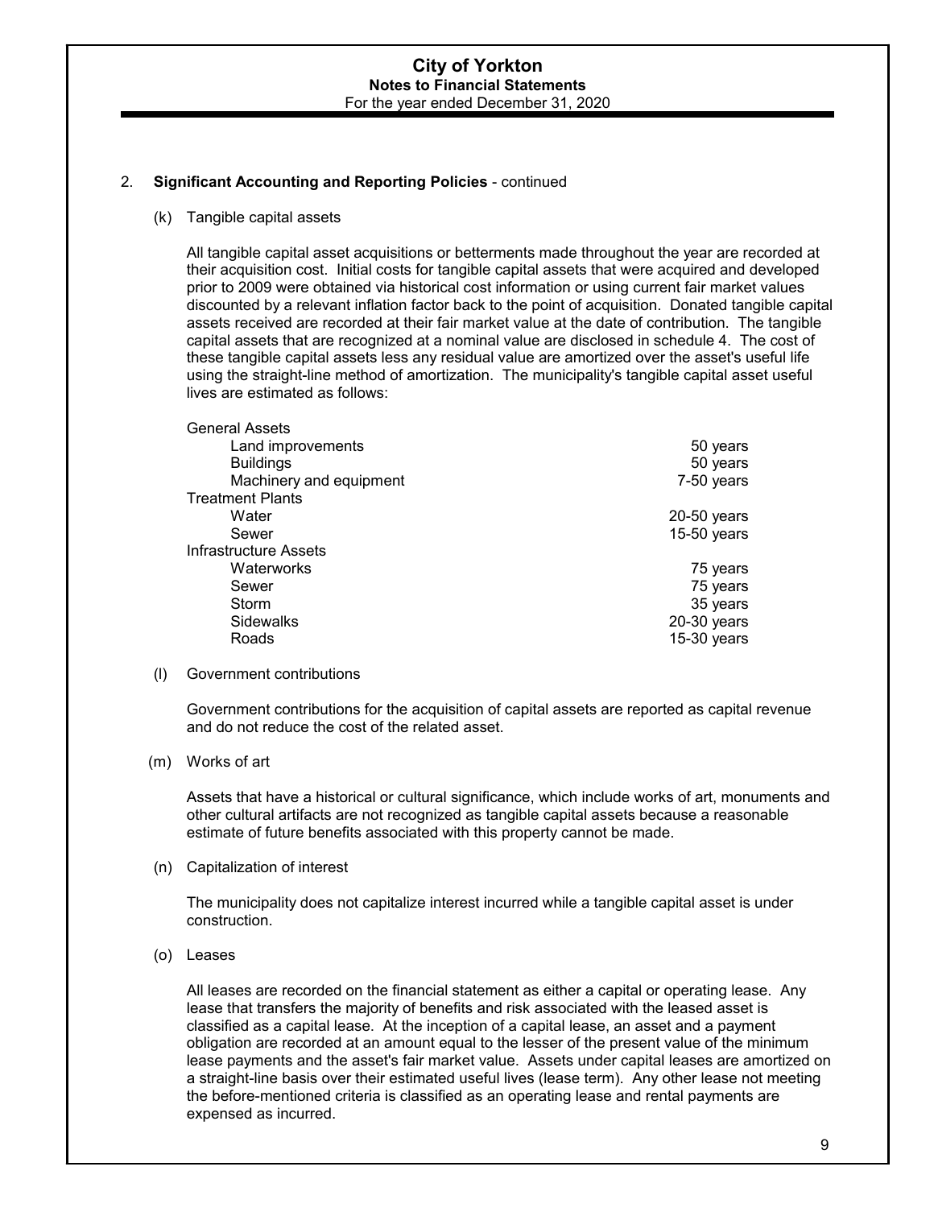## 2. Significant Accounting and Reporting Policies - continued

### (k) Tangible capital assets

All tangible capital asset acquisitions or betterments made throughout the year are recorded at their acquisition cost. Initial costs for tangible capital assets that were acquired and developed prior to 2009 were obtained via historical cost information or using current fair market values discounted by a relevant inflation factor back to the point of acquisition. Donated tangible capital assets received are recorded at their fair market value at the date of contribution. The tangible capital assets that are recognized at a nominal value are disclosed in schedule 4. The cost of these tangible capital assets less any residual value are amortized over the asset's useful life using the straight-line method of amortization. The municipality's tangible capital asset useful lives are estimated as follows:

| Asset | Useful life |
|---|---|
| **General Assets** | |
| Land improvements | 50 years |
| Buildings | 50 years |
| Machinery and equipment | 7-50 years |
| **Treatment Plants** | |
| Water | 20-50 years |
| Sewer | 15-50 years |
| **Infrastructure Assets** | |
| Waterworks | 75 years |
| Sewer | 75 years |
| Storm | 35 years |
| Sidewalks | 20-30 years |
| Roads | 15-30 years |

### (l) Government contributions

Government contributions for the acquisition of capital assets are reported as capital revenue and do not reduce the cost of the related asset.

### (m) Works of art

Assets that have a historical or cultural significance, which include works of art, monuments and other cultural artifacts are not recognized as tangible capital assets because a reasonable estimate of future benefits associated with this property cannot be made.

### (n) Capitalization of interest

The municipality does not capitalize interest incurred while a tangible capital asset is under construction.

### (o) Leases

All leases are recorded on the financial statement as either a capital or operating lease. Any lease that transfers the majority of benefits and risk associated with the leased asset is classified as a capital lease. At the inception of a capital lease, an asset and a payment obligation are recorded at an amount equal to the lesser of the present value of the minimum lease payments and the asset's fair market value. Assets under capital leases are amortized on a straight-line basis over their estimated useful lives (lease term). Any other lease not meeting the before-mentioned criteria is classified as an operating lease and rental payments are expensed as incurred.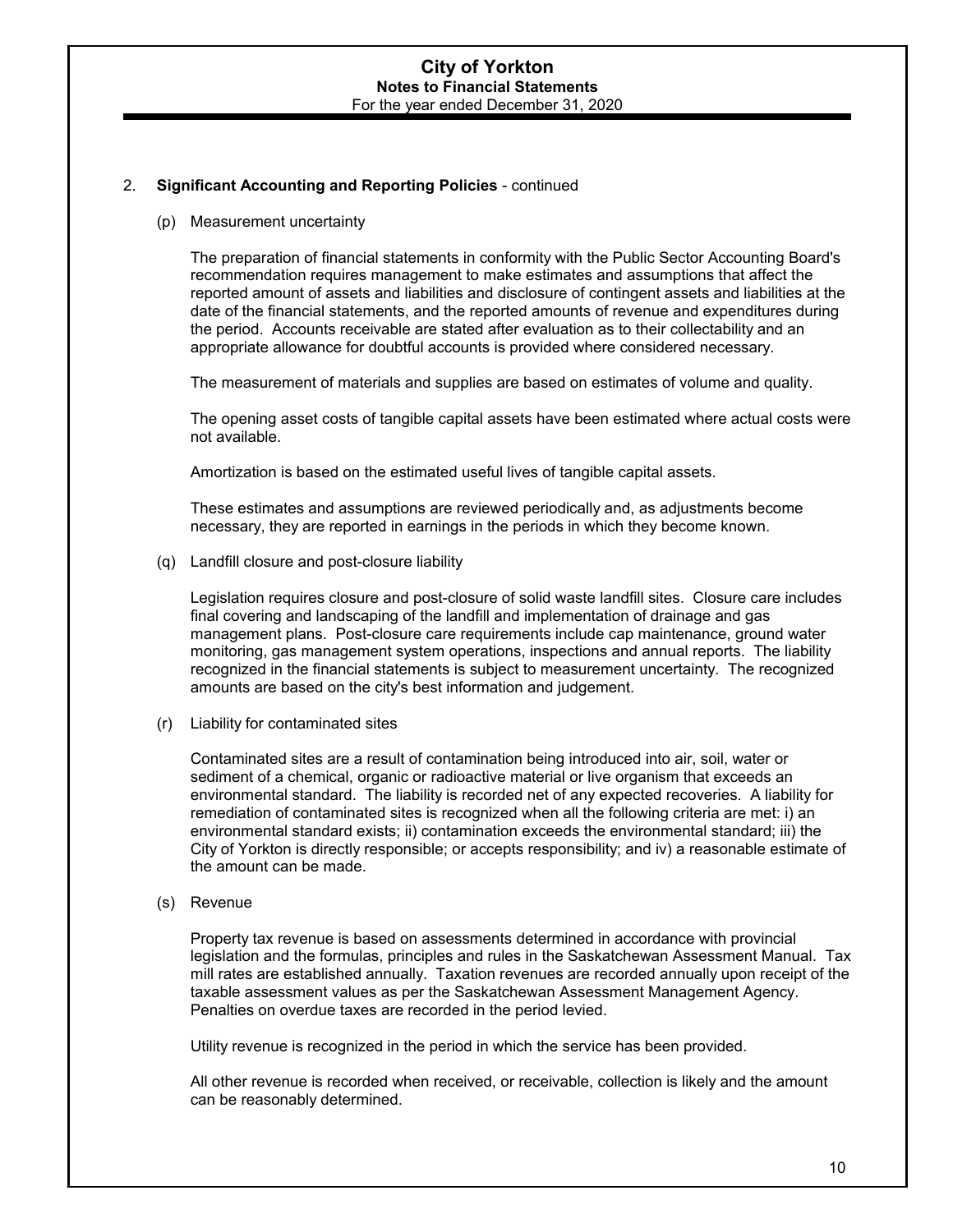2. **Significant Accounting and Reporting Policies** - continued

(p) Measurement uncertainty

The preparation of financial statements in conformity with the Public Sector Accounting Board's recommendation requires management to make estimates and assumptions that affect the reported amount of assets and liabilities and disclosure of contingent assets and liabilities at the date of the financial statements, and the reported amounts of revenue and expenditures during the period. Accounts receivable are stated after evaluation as to their collectability and an appropriate allowance for doubtful accounts is provided where considered necessary.

The measurement of materials and supplies are based on estimates of volume and quality.

The opening asset costs of tangible capital assets have been estimated where actual costs were not available.

Amortization is based on the estimated useful lives of tangible capital assets.

These estimates and assumptions are reviewed periodically and, as adjustments become necessary, they are reported in earnings in the periods in which they become known.

(q) Landfill closure and post-closure liability

Legislation requires closure and post-closure of solid waste landfill sites. Closure care includes final covering and landscaping of the landfill and implementation of drainage and gas management plans. Post-closure care requirements include cap maintenance, ground water monitoring, gas management system operations, inspections and annual reports. The liability recognized in the financial statements is subject to measurement uncertainty. The recognized amounts are based on the city's best information and judgement.

(r) Liability for contaminated sites

Contaminated sites are a result of contamination being introduced into air, soil, water or sediment of a chemical, organic or radioactive material or live organism that exceeds an environmental standard. The liability is recorded net of any expected recoveries. A liability for remediation of contaminated sites is recognized when all the following criteria are met: i) an environmental standard exists; ii) contamination exceeds the environmental standard; iii) the City of Yorkton is directly responsible; or accepts responsibility; and iv) a reasonable estimate of the amount can be made.

(s) Revenue

Property tax revenue is based on assessments determined in accordance with provincial legislation and the formulas, principles and rules in the Saskatchewan Assessment Manual. Tax mill rates are established annually. Taxation revenues are recorded annually upon receipt of the taxable assessment values as per the Saskatchewan Assessment Management Agency. Penalties on overdue taxes are recorded in the period levied.

Utility revenue is recognized in the period in which the service has been provided.

All other revenue is recorded when received, or receivable, collection is likely and the amount can be reasonably determined.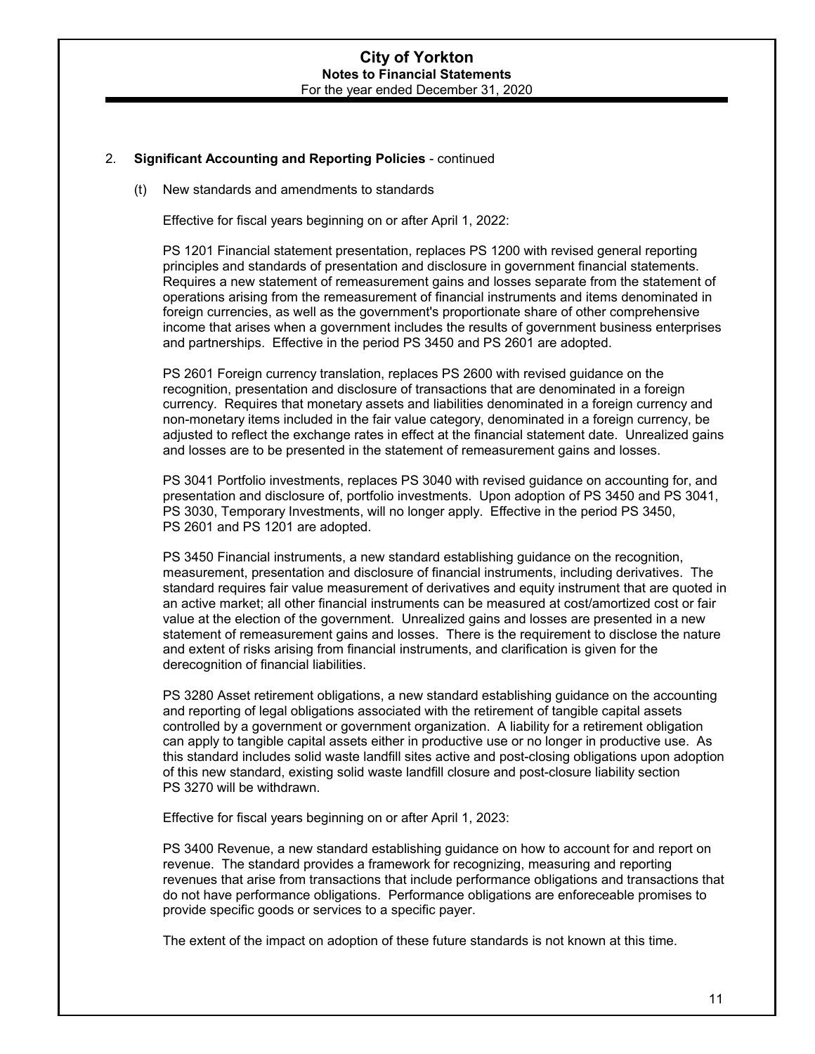## 2. Significant Accounting and Reporting Policies - continued

(t) New standards and amendments to standards

Effective for fiscal years beginning on or after April 1, 2022:

PS 1201 Financial statement presentation, replaces PS 1200 with revised general reporting principles and standards of presentation and disclosure in government financial statements. Requires a new statement of remeasurement gains and losses separate from the statement of operations arising from the remeasurement of financial instruments and items denominated in foreign currencies, as well as the government's proportionate share of other comprehensive income that arises when a government includes the results of government business enterprises and partnerships. Effective in the period PS 3450 and PS 2601 are adopted.

PS 2601 Foreign currency translation, replaces PS 2600 with revised guidance on the recognition, presentation and disclosure of transactions that are denominated in a foreign currency. Requires that monetary assets and liabilities denominated in a foreign currency and non-monetary items included in the fair value category, denominated in a foreign currency, be adjusted to reflect the exchange rates in effect at the financial statement date. Unrealized gains and losses are to be presented in the statement of remeasurement gains and losses.

PS 3041 Portfolio investments, replaces PS 3040 with revised guidance on accounting for, and presentation and disclosure of, portfolio investments. Upon adoption of PS 3450 and PS 3041, PS 3030, Temporary Investments, will no longer apply. Effective in the period PS 3450, PS 2601 and PS 1201 are adopted.

PS 3450 Financial instruments, a new standard establishing guidance on the recognition, measurement, presentation and disclosure of financial instruments, including derivatives. The standard requires fair value measurement of derivatives and equity instrument that are quoted in an active market; all other financial instruments can be measured at cost/amortized cost or fair value at the election of the government. Unrealized gains and losses are presented in a new statement of remeasurement gains and losses. There is the requirement to disclose the nature and extent of risks arising from financial instruments, and clarification is given for the derecognition of financial liabilities.

PS 3280 Asset retirement obligations, a new standard establishing guidance on the accounting and reporting of legal obligations associated with the retirement of tangible capital assets controlled by a government or government organization. A liability for a retirement obligation can apply to tangible capital assets either in productive use or no longer in productive use. As this standard includes solid waste landfill sites active and post-closing obligations upon adoption of this new standard, existing solid waste landfill closure and post-closure liability section PS 3270 will be withdrawn.

Effective for fiscal years beginning on or after April 1, 2023:

PS 3400 Revenue, a new standard establishing guidance on how to account for and report on revenue. The standard provides a framework for recognizing, measuring and reporting revenues that arise from transactions that include performance obligations and transactions that do not have performance obligations. Performance obligations are enforeceable promises to provide specific goods or services to a specific payer.

The extent of the impact on adoption of these future standards is not known at this time.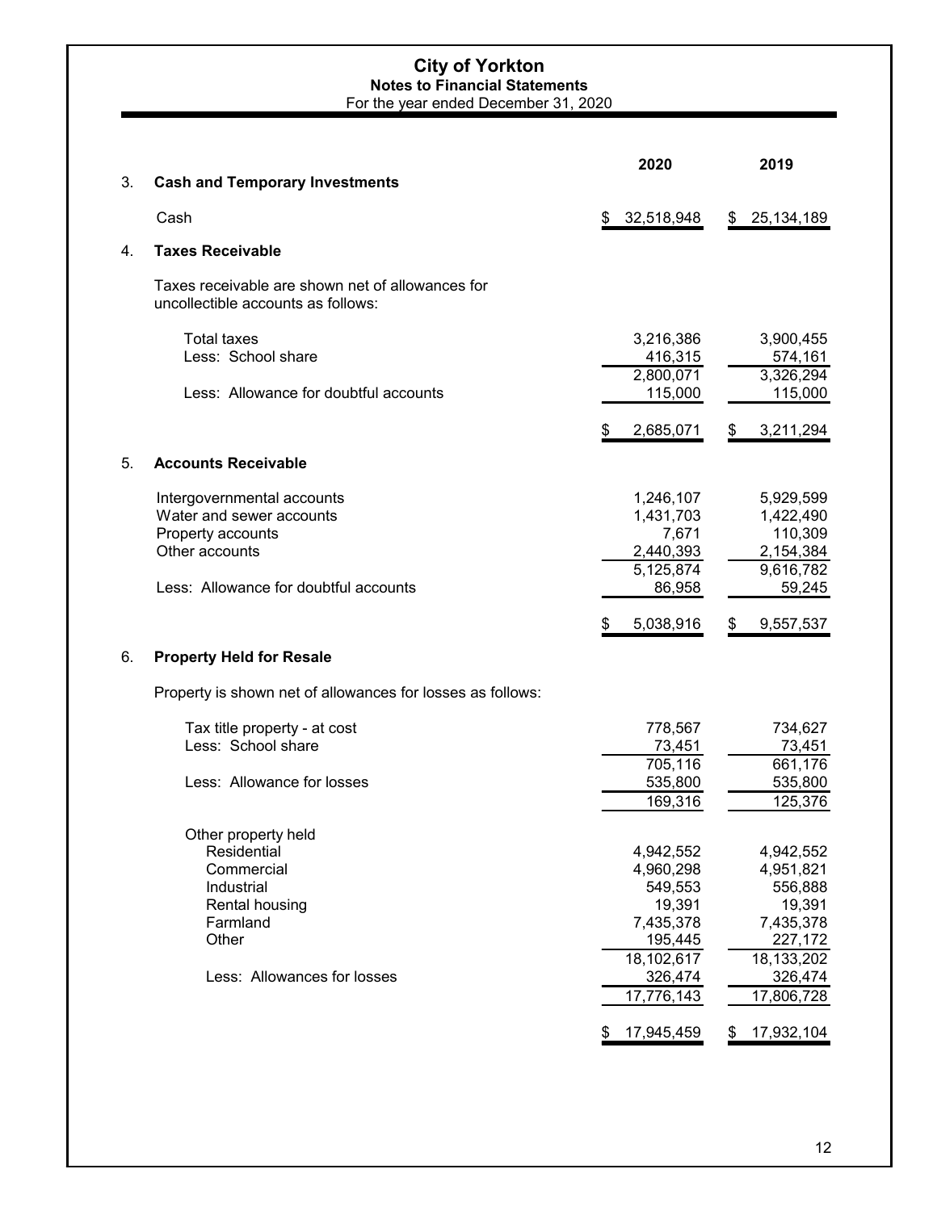# City of Yorkton

## Notes to Financial Statements

For the year ended December 31, 2020

| | 2020 | 2019 |
|---|---|---|
| **3. Cash and Temporary Investments** | | |
| Cash | $ 32,518,948 | $ 25,134,189 |
| **4. Taxes Receivable** | | |
| Taxes receivable are shown net of allowances for uncollectible accounts as follows: | | |
| Total taxes | 3,216,386 | 3,900,455 |
| Less: School share | 416,315 | 574,161 |
| | 2,800,071 | 3,326,294 |
| Less: Allowance for doubtful accounts | 115,000 | 115,000 |
| | $ 2,685,071 | $ 3,211,294 |
| **5. Accounts Receivable** | | |
| Intergovernmental accounts | 1,246,107 | 5,929,599 |
| Water and sewer accounts | 1,431,703 | 1,422,490 |
| Property accounts | 7,671 | 110,309 |
| Other accounts | 2,440,393 | 2,154,384 |
| | 5,125,874 | 9,616,782 |
| Less: Allowance for doubtful accounts | 86,958 | 59,245 |
| | $ 5,038,916 | $ 9,557,537 |
| **6. Property Held for Resale** | | |
| Property is shown net of allowances for losses as follows: | | |
| Tax title property - at cost | 778,567 | 734,627 |
| Less: School share | 73,451 | 73,451 |
| | 705,116 | 661,176 |
| Less: Allowance for losses | 535,800 | 535,800 |
| | 169,316 | 125,376 |
| Other property held | | |
| Residential | 4,942,552 | 4,942,552 |
| Commercial | 4,960,298 | 4,951,821 |
| Industrial | 549,553 | 556,888 |
| Rental housing | 19,391 | 19,391 |
| Farmland | 7,435,378 | 7,435,378 |
| Other | 195,445 | 227,172 |
| | 18,102,617 | 18,133,202 |
| Less: Allowances for losses | 326,474 | 326,474 |
| | 17,776,143 | 17,806,728 |
| | $ 17,945,459 | $ 17,932,104 |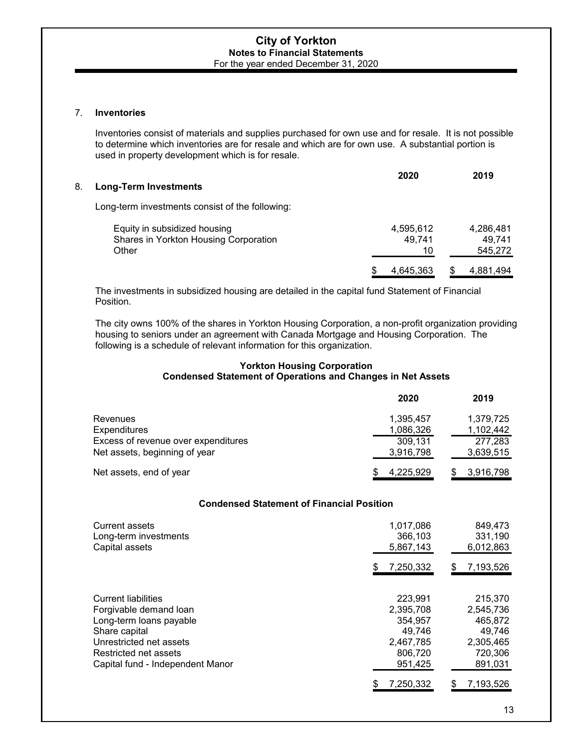7. **Inventories**

Inventories consist of materials and supplies purchased for own use and for resale. It is not possible to determine which inventories are for resale and which are for own use. A substantial portion is used in property development which is for resale.

8. **Long-Term Investments**

Long-term investments consist of the following:

| | 2020 | 2019 |
|---|---|---|
| Equity in subsidized housing | 4,595,612 | 4,286,481 |
| Shares in Yorkton Housing Corporation | 49,741 | 49,741 |
| Other | 10 | 545,272 |
| | $ 4,645,363 | $ 4,881,494 |

The investments in subsidized housing are detailed in the capital fund Statement of Financial Position.

The city owns 100% of the shares in Yorkton Housing Corporation, a non-profit organization providing housing to seniors under an agreement with Canada Mortgage and Housing Corporation. The following is a schedule of relevant information for this organization.

**Yorkton Housing Corporation**
**Condensed Statement of Operations and Changes in Net Assets**

| | 2020 | 2019 |
|---|---|---|
| Revenues | 1,395,457 | 1,379,725 |
| Expenditures | 1,086,326 | 1,102,442 |
| Excess of revenue over expenditures | 309,131 | 277,283 |
| Net assets, beginning of year | 3,916,798 | 3,639,515 |
| Net assets, end of year | $ 4,225,929 | $ 3,916,798 |

**Condensed Statement of Financial Position**

| | 2020 | 2019 |
|---|---|---|
| Current assets | 1,017,086 | 849,473 |
| Long-term investments | 366,103 | 331,190 |
| Capital assets | 5,867,143 | 6,012,863 |
| | $ 7,250,332 | $ 7,193,526 |
| Current liabilities | 223,991 | 215,370 |
| Forgivable demand loan | 2,395,708 | 2,545,736 |
| Long-term loans payable | 354,957 | 465,872 |
| Share capital | 49,746 | 49,746 |
| Unrestricted net assets | 2,467,785 | 2,305,465 |
| Restricted net assets | 806,720 | 720,306 |
| Capital fund - Independent Manor | 951,425 | 891,031 |
| | $ 7,250,332 | $ 7,193,526 |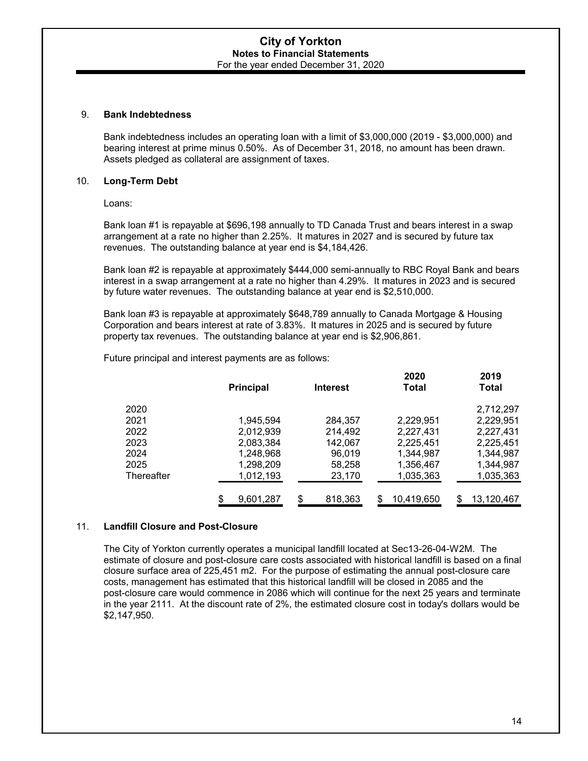# City of Yorkton
## Notes to Financial Statements
For the year ended December 31, 2020

### 9. Bank Indebtedness

Bank indebtedness includes an operating loan with a limit of $3,000,000 (2019 - $3,000,000) and bearing interest at prime minus 0.50%. As of December 31, 2018, no amount has been drawn. Assets pledged as collateral are assignment of taxes.

### 10. Long-Term Debt

Loans:

Bank loan #1 is repayable at $696,198 annually to TD Canada Trust and bears interest in a swap arrangement at a rate no higher than 2.25%. It matures in 2027 and is secured by future tax revenues. The outstanding balance at year end is $4,184,426.

Bank loan #2 is repayable at approximately $444,000 semi-annually to RBC Royal Bank and bears interest in a swap arrangement at a rate no higher than 4.29%. It matures in 2023 and is secured by future water revenues. The outstanding balance at year end is $2,510,000.

Bank loan #3 is repayable at approximately $648,789 annually to Canada Mortgage & Housing Corporation and bears interest at rate of 3.83%. It matures in 2025 and is secured by future property tax revenues. The outstanding balance at year end is $2,906,861.

Future principal and interest payments are as follows:

| | Principal | Interest | 2020 Total | 2019 Total |
|---|---|---|---|---|
| 2020 | | | | 2,712,297 |
| 2021 | 1,945,594 | 284,357 | 2,229,951 | 2,229,951 |
| 2022 | 2,012,939 | 214,492 | 2,227,431 | 2,227,431 |
| 2023 | 2,083,384 | 142,067 | 2,225,451 | 2,225,451 |
| 2024 | 1,248,968 | 96,019 | 1,344,987 | 1,344,987 |
| 2025 | 1,298,209 | 58,258 | 1,356,467 | 1,344,987 |
| Thereafter | 1,012,193 | 23,170 | 1,035,363 | 1,035,363 |
| | $ 9,601,287 | $ 818,363 | $ 10,419,650 | $ 13,120,467 |

### 11. Landfill Closure and Post-Closure

The City of Yorkton currently operates a municipal landfill located at Sec13-26-04-W2M. The estimate of closure and post-closure care costs associated with historical landfill is based on a final closure surface area of 225,451 m2. For the purpose of estimating the annual post-closure care costs, management has estimated that this historical landfill will be closed in 2085 and the post-closure care would commence in 2086 which will continue for the next 25 years and terminate in the year 2111. At the discount rate of 2%, the estimated closure cost in today's dollars would be $2,147,950.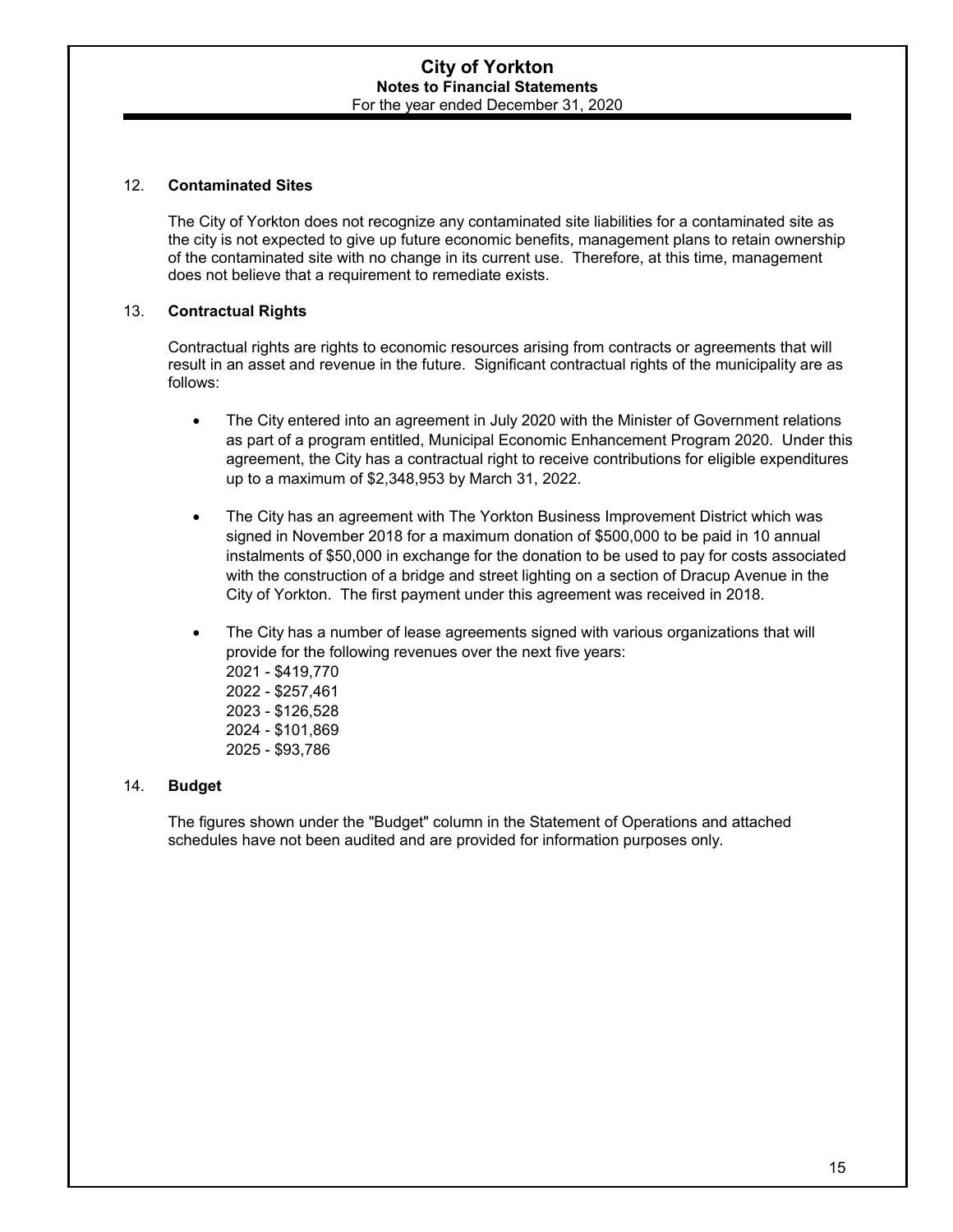# City of Yorkton
## Notes to Financial Statements
For the year ended December 31, 2020

12. **Contaminated Sites**

The City of Yorkton does not recognize any contaminated site liabilities for a contaminated site as the city is not expected to give up future economic benefits, management plans to retain ownership of the contaminated site with no change in its current use. Therefore, at this time, management does not believe that a requirement to remediate exists.

13. **Contractual Rights**

Contractual rights are rights to economic resources arising from contracts or agreements that will result in an asset and revenue in the future. Significant contractual rights of the municipality are as follows:

- The City entered into an agreement in July 2020 with the Minister of Government relations as part of a program entitled, Municipal Economic Enhancement Program 2020. Under this agreement, the City has a contractual right to receive contributions for eligible expenditures up to a maximum of $2,348,953 by March 31, 2022.

- The City has an agreement with The Yorkton Business Improvement District which was signed in November 2018 for a maximum donation of $500,000 to be paid in 10 annual instalments of $50,000 in exchange for the donation to be used to pay for costs associated with the construction of a bridge and street lighting on a section of Dracup Avenue in the City of Yorkton. The first payment under this agreement was received in 2018.

- The City has a number of lease agreements signed with various organizations that will provide for the following revenues over the next five years:
  2021 - $419,770
  2022 - $257,461
  2023 - $126,528
  2024 - $101,869
  2025 - $93,786

14. **Budget**

The figures shown under the "Budget" column in the Statement of Operations and attached schedules have not been audited and are provided for information purposes only.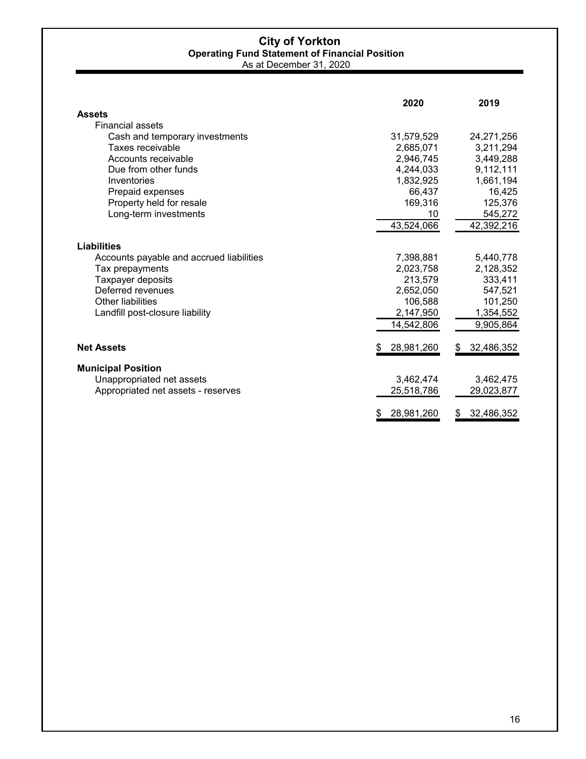# City of Yorkton

## Operating Fund Statement of Financial Position

As at December 31, 2020

| | 2020 | 2019 |
|---|---|---|
| **Assets** | | |
| Financial assets | | |
| Cash and temporary investments | 31,579,529 | 24,271,256 |
| Taxes receivable | 2,685,071 | 3,211,294 |
| Accounts receivable | 2,946,745 | 3,449,288 |
| Due from other funds | 4,244,033 | 9,112,111 |
| Inventories | 1,832,925 | 1,661,194 |
| Prepaid expenses | 66,437 | 16,425 |
| Property held for resale | 169,316 | 125,376 |
| Long-term investments | 10 | 545,272 |
| | 43,524,066 | 42,392,216 |
| **Liabilities** | | |
| Accounts payable and accrued liabilities | 7,398,881 | 5,440,778 |
| Tax prepayments | 2,023,758 | 2,128,352 |
| Taxpayer deposits | 213,579 | 333,411 |
| Deferred revenues | 2,652,050 | 547,521 |
| Other liabilities | 106,588 | 101,250 |
| Landfill post-closure liability | 2,147,950 | 1,354,552 |
| | 14,542,806 | 9,905,864 |
| **Net Assets** | $ 28,981,260 | $ 32,486,352 |
| **Municipal Position** | | |
| Unappropriated net assets | 3,462,474 | 3,462,475 |
| Appropriated net assets - reserves | 25,518,786 | 29,023,877 |
| | $ 28,981,260 | $ 32,486,352 |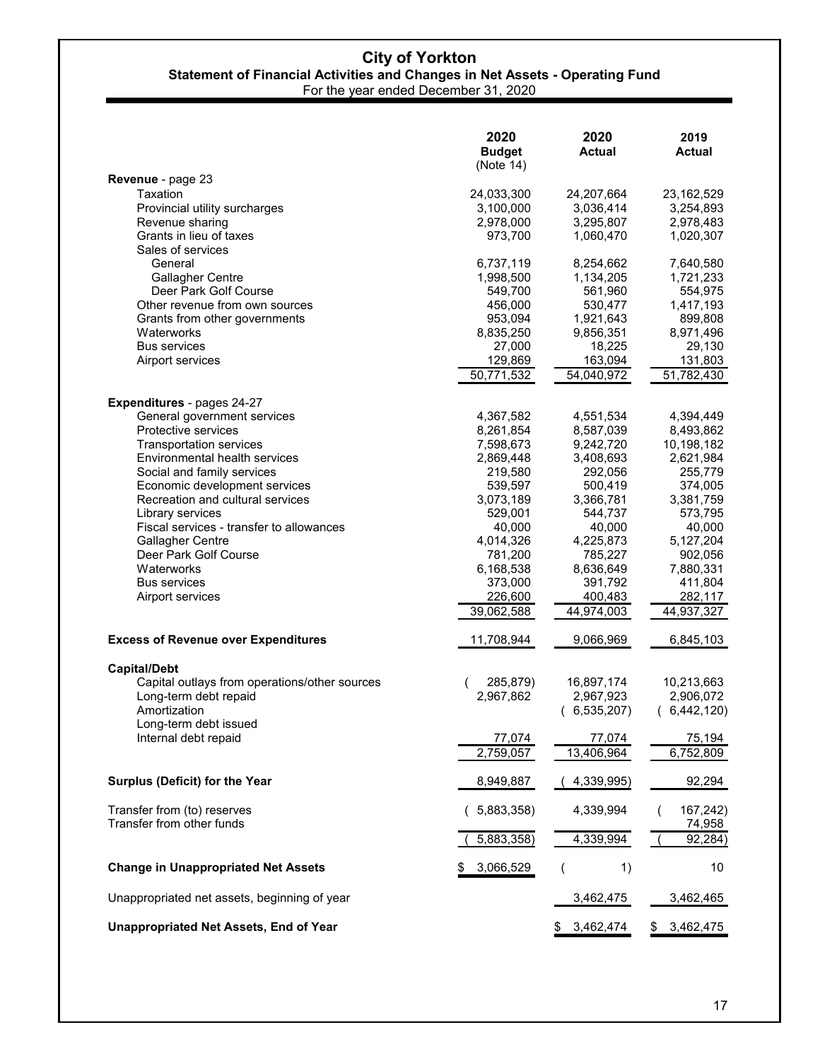# City of Yorkton

## Statement of Financial Activities and Changes in Net Assets - Operating Fund

For the year ended December 31, 2020

| | 2020 Budget (Note 14) | 2020 Actual | 2019 Actual |
|---|---|---|---|
| **Revenue** - page 23 | | | |
| Taxation | 24,033,300 | 24,207,664 | 23,162,529 |
| Provincial utility surcharges | 3,100,000 | 3,036,414 | 3,254,893 |
| Revenue sharing | 2,978,000 | 3,295,807 | 2,978,483 |
| Grants in lieu of taxes | 973,700 | 1,060,470 | 1,020,307 |
| Sales of services | | | |
| General | 6,737,119 | 8,254,662 | 7,640,580 |
| Gallagher Centre | 1,998,500 | 1,134,205 | 1,721,233 |
| Deer Park Golf Course | 549,700 | 561,960 | 554,975 |
| Other revenue from own sources | 456,000 | 530,477 | 1,417,193 |
| Grants from other governments | 953,094 | 1,921,643 | 899,808 |
| Waterworks | 8,835,250 | 9,856,351 | 8,971,496 |
| Bus services | 27,000 | 18,225 | 29,130 |
| Airport services | 129,869 | 163,094 | 131,803 |
| | 50,771,532 | 54,040,972 | 51,782,430 |
| **Expenditures** - pages 24-27 | | | |
| General government services | 4,367,582 | 4,551,534 | 4,394,449 |
| Protective services | 8,261,854 | 8,587,039 | 8,493,862 |
| Transportation services | 7,598,673 | 9,242,720 | 10,198,182 |
| Environmental health services | 2,869,448 | 3,408,693 | 2,621,984 |
| Social and family services | 219,580 | 292,056 | 255,779 |
| Economic development services | 539,597 | 500,419 | 374,005 |
| Recreation and cultural services | 3,073,189 | 3,366,781 | 3,381,759 |
| Library services | 529,001 | 544,737 | 573,795 |
| Fiscal services - transfer to allowances | 40,000 | 40,000 | 40,000 |
| Gallagher Centre | 4,014,326 | 4,225,873 | 5,127,204 |
| Deer Park Golf Course | 781,200 | 785,227 | 902,056 |
| Waterworks | 6,168,538 | 8,636,649 | 7,880,331 |
| Bus services | 373,000 | 391,792 | 411,804 |
| Airport services | 226,600 | 400,483 | 282,117 |
| | 39,062,588 | 44,974,003 | 44,937,327 |
| **Excess of Revenue over Expenditures** | 11,708,944 | 9,066,969 | 6,845,103 |
| **Capital/Debt** | | | |
| Capital outlays from operations/other sources | ( 285,879) | 16,897,174 | 10,213,663 |
| Long-term debt repaid | 2,967,862 | 2,967,923 | 2,906,072 |
| Amortization | | ( 6,535,207) | ( 6,442,120) |
| Long-term debt issued | | | |
| Internal debt repaid | 77,074 | 77,074 | 75,194 |
| | 2,759,057 | 13,406,964 | 6,752,809 |
| **Surplus (Deficit) for the Year** | 8,949,887 | ( 4,339,995) | 92,294 |
| Transfer from (to) reserves | ( 5,883,358) | 4,339,994 | ( 167,242) |
| Transfer from other funds | | | 74,958 |
| | ( 5,883,358) | 4,339,994 | ( 92,284) |
| **Change in Unappropriated Net Assets** | $ 3,066,529 | ( 1) | 10 |
| Unappropriated net assets, beginning of year | | 3,462,475 | 3,462,465 |
| **Unappropriated Net Assets, End of Year** | | $ 3,462,474 | $ 3,462,475 |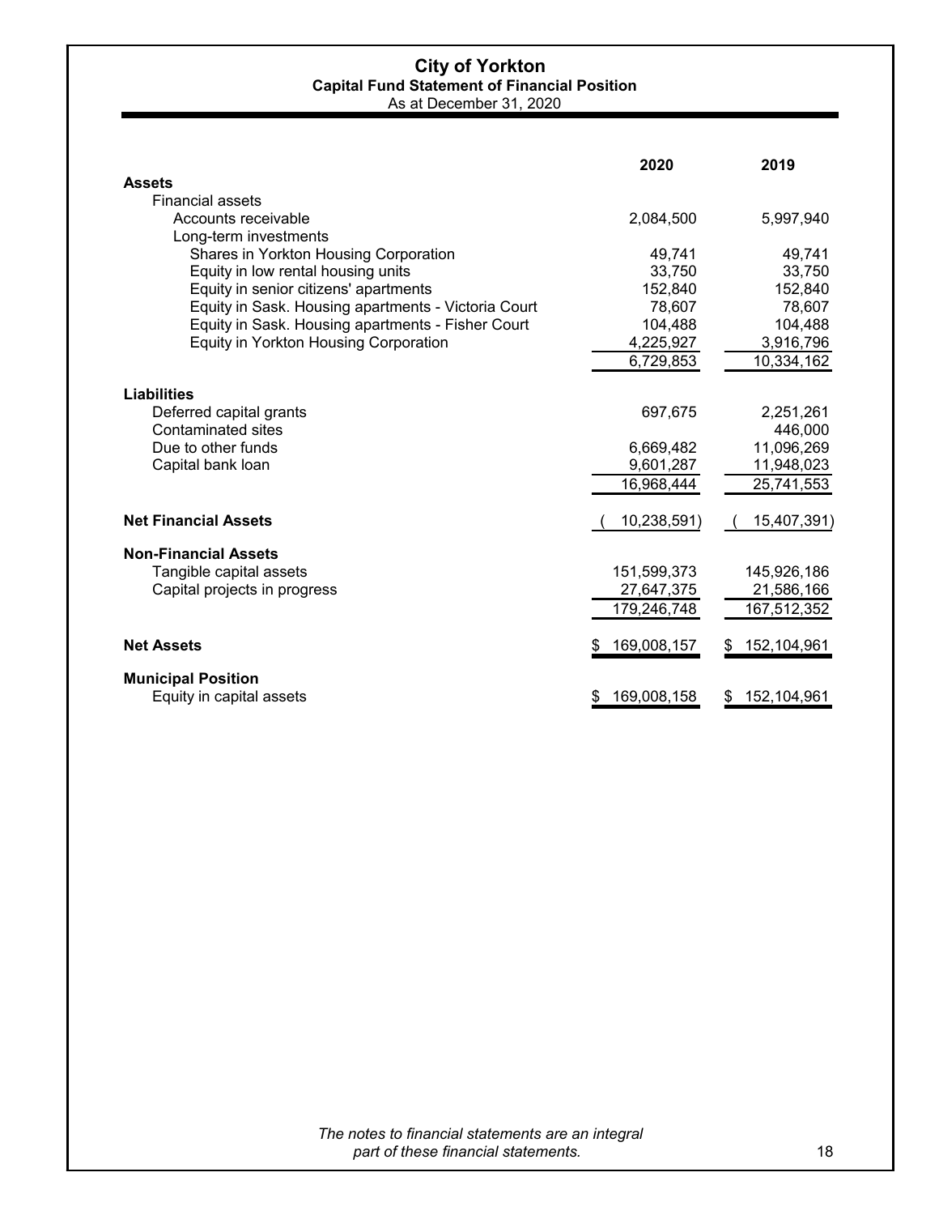# City of Yorkton

## Capital Fund Statement of Financial Position

As at December 31, 2020

| | 2020 | 2019 |
|---|---|---|
| **Assets** | | |
| Financial assets | | |
| Accounts receivable | 2,084,500 | 5,997,940 |
| Long-term investments | | |
| Shares in Yorkton Housing Corporation | 49,741 | 49,741 |
| Equity in low rental housing units | 33,750 | 33,750 |
| Equity in senior citizens' apartments | 152,840 | 152,840 |
| Equity in Sask. Housing apartments - Victoria Court | 78,607 | 78,607 |
| Equity in Sask. Housing apartments - Fisher Court | 104,488 | 104,488 |
| Equity in Yorkton Housing Corporation | 4,225,927 | 3,916,796 |
| | 6,729,853 | 10,334,162 |
| **Liabilities** | | |
| Deferred capital grants | 697,675 | 2,251,261 |
| Contaminated sites | | 446,000 |
| Due to other funds | 6,669,482 | 11,096,269 |
| Capital bank loan | 9,601,287 | 11,948,023 |
| | 16,968,444 | 25,741,553 |
| **Net Financial Assets** | ( 10,238,591) | ( 15,407,391) |
| **Non-Financial Assets** | | |
| Tangible capital assets | 151,599,373 | 145,926,186 |
| Capital projects in progress | 27,647,375 | 21,586,166 |
| | 179,246,748 | 167,512,352 |
| **Net Assets** | $ 169,008,157 | $ 152,104,961 |
| **Municipal Position** | | |
| Equity in capital assets | $ 169,008,158 | $ 152,104,961 |

*The notes to financial statements are an integral part of these financial statements.*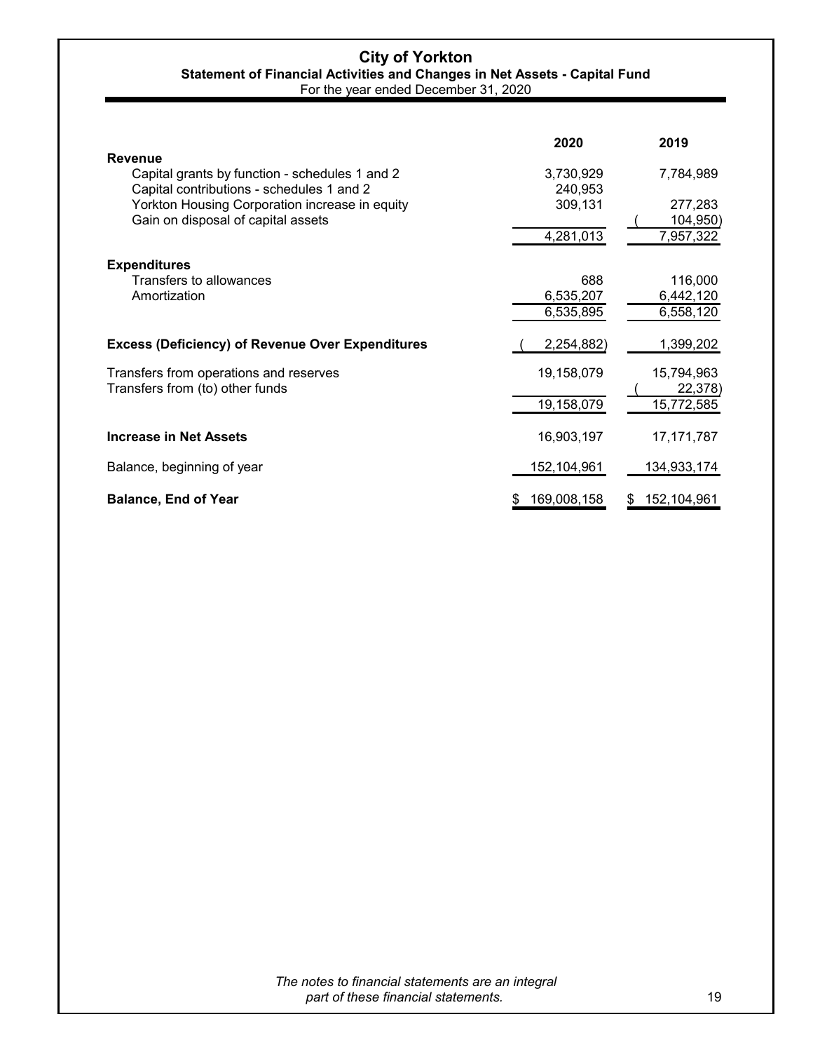# City of Yorkton

## Statement of Financial Activities and Changes in Net Assets - Capital Fund

For the year ended December 31, 2020

| | 2020 | 2019 |
|---|---|---|
| **Revenue** | | |
| Capital grants by function - schedules 1 and 2 | 3,730,929 | 7,784,989 |
| Capital contributions - schedules 1 and 2 | 240,953 | |
| Yorkton Housing Corporation increase in equity | 309,131 | 277,283 |
| Gain on disposal of capital assets | | (104,950) |
| | 4,281,013 | 7,957,322 |
| **Expenditures** | | |
| Transfers to allowances | 688 | 116,000 |
| Amortization | 6,535,207 | 6,442,120 |
| | 6,535,895 | 6,558,120 |
| **Excess (Deficiency) of Revenue Over Expenditures** | (2,254,882) | 1,399,202 |
| Transfers from operations and reserves | 19,158,079 | 15,794,963 |
| Transfers from (to) other funds | | (22,378) |
| | 19,158,079 | 15,772,585 |
| **Increase in Net Assets** | 16,903,197 | 17,171,787 |
| Balance, beginning of year | 152,104,961 | 134,933,174 |
| **Balance, End of Year** | $ 169,008,158 | $ 152,104,961 |

*The notes to financial statements are an integral part of these financial statements.*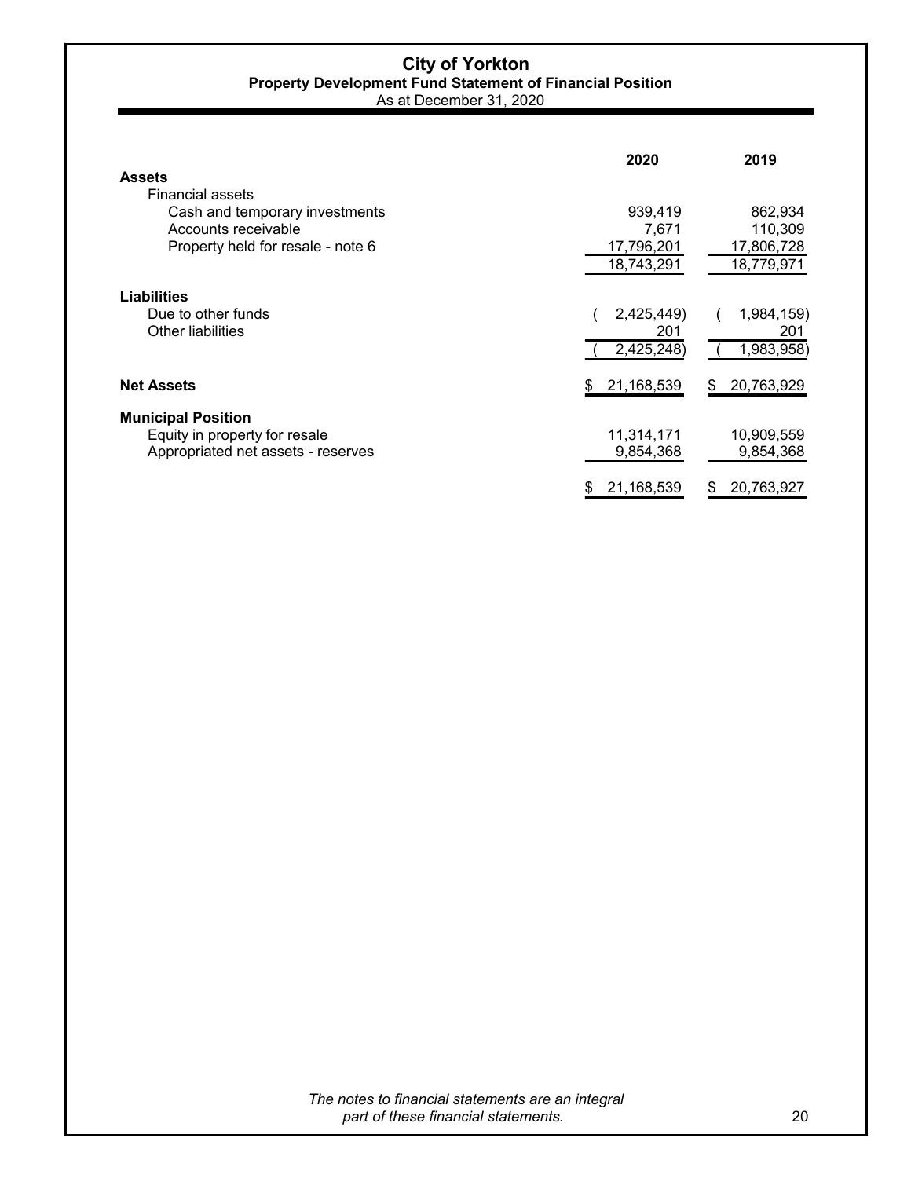# City of Yorkton

## Property Development Fund Statement of Financial Position

As at December 31, 2020

| | 2020 | 2019 |
|---|---|---|
| **Assets** | | |
| Financial assets | | |
| Cash and temporary investments | 939,419 | 862,934 |
| Accounts receivable | 7,671 | 110,309 |
| Property held for resale - note 6 | 17,796,201 | 17,806,728 |
| | 18,743,291 | 18,779,971 |
| **Liabilities** | | |
| Due to other funds | ( 2,425,449) | ( 1,984,159) |
| Other liabilities | 201 | 201 |
| | ( 2,425,248) | ( 1,983,958) |
| **Net Assets** | $ 21,168,539 | $ 20,763,929 |
| **Municipal Position** | | |
| Equity in property for resale | 11,314,171 | 10,909,559 |
| Appropriated net assets - reserves | 9,854,368 | 9,854,368 |
| | $ 21,168,539 | $ 20,763,927 |

*The notes to financial statements are an integral part of these financial statements.*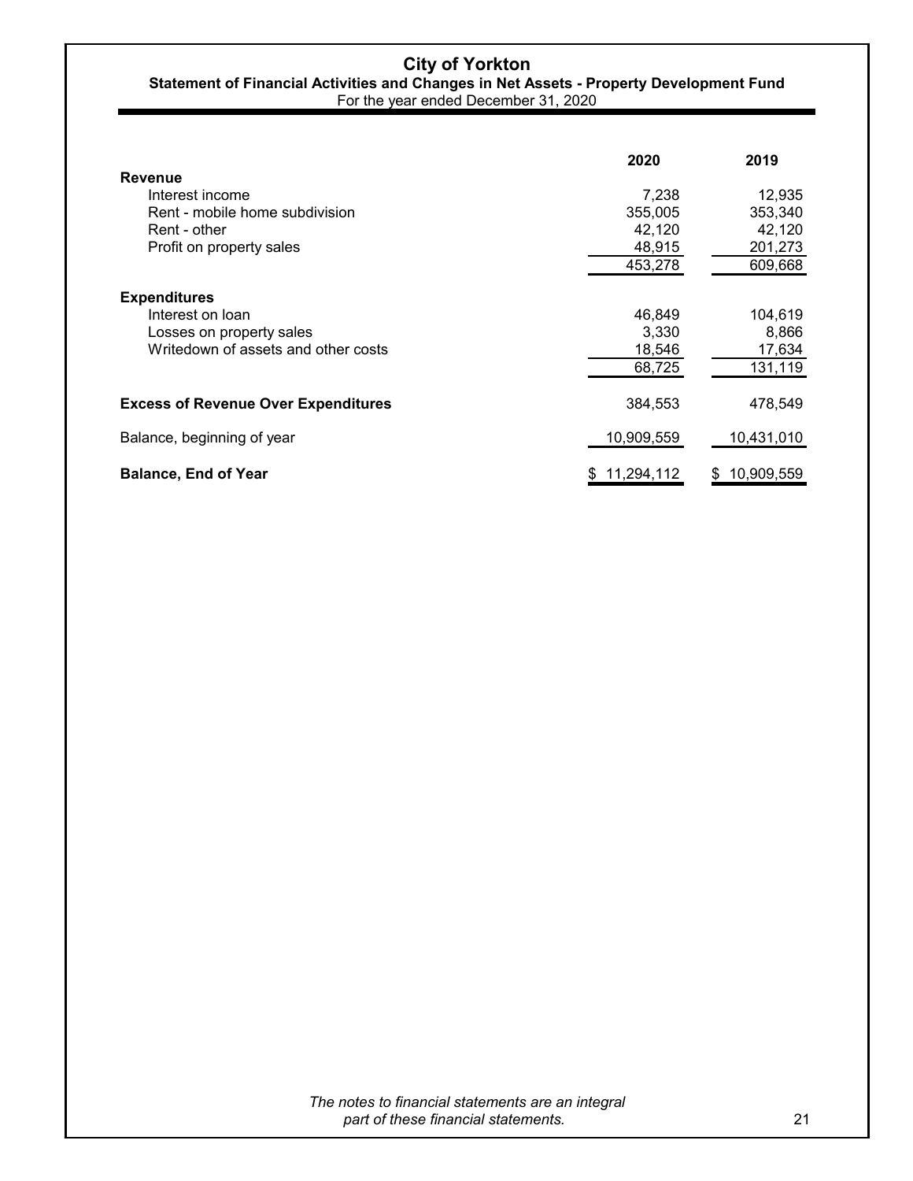# City of Yorkton

## Statement of Financial Activities and Changes in Net Assets - Property Development Fund

For the year ended December 31, 2020

| | 2020 | 2019 |
|---|---|---|
| **Revenue** | | |
| Interest income | 7,238 | 12,935 |
| Rent - mobile home subdivision | 355,005 | 353,340 |
| Rent - other | 42,120 | 42,120 |
| Profit on property sales | 48,915 | 201,273 |
| | 453,278 | 609,668 |
| **Expenditures** | | |
| Interest on loan | 46,849 | 104,619 |
| Losses on property sales | 3,330 | 8,866 |
| Writedown of assets and other costs | 18,546 | 17,634 |
| | 68,725 | 131,119 |
| **Excess of Revenue Over Expenditures** | 384,553 | 478,549 |
| Balance, beginning of year | 10,909,559 | 10,431,010 |
| **Balance, End of Year** | $ 11,294,112 | $ 10,909,559 |

*The notes to financial statements are an integral part of these financial statements.*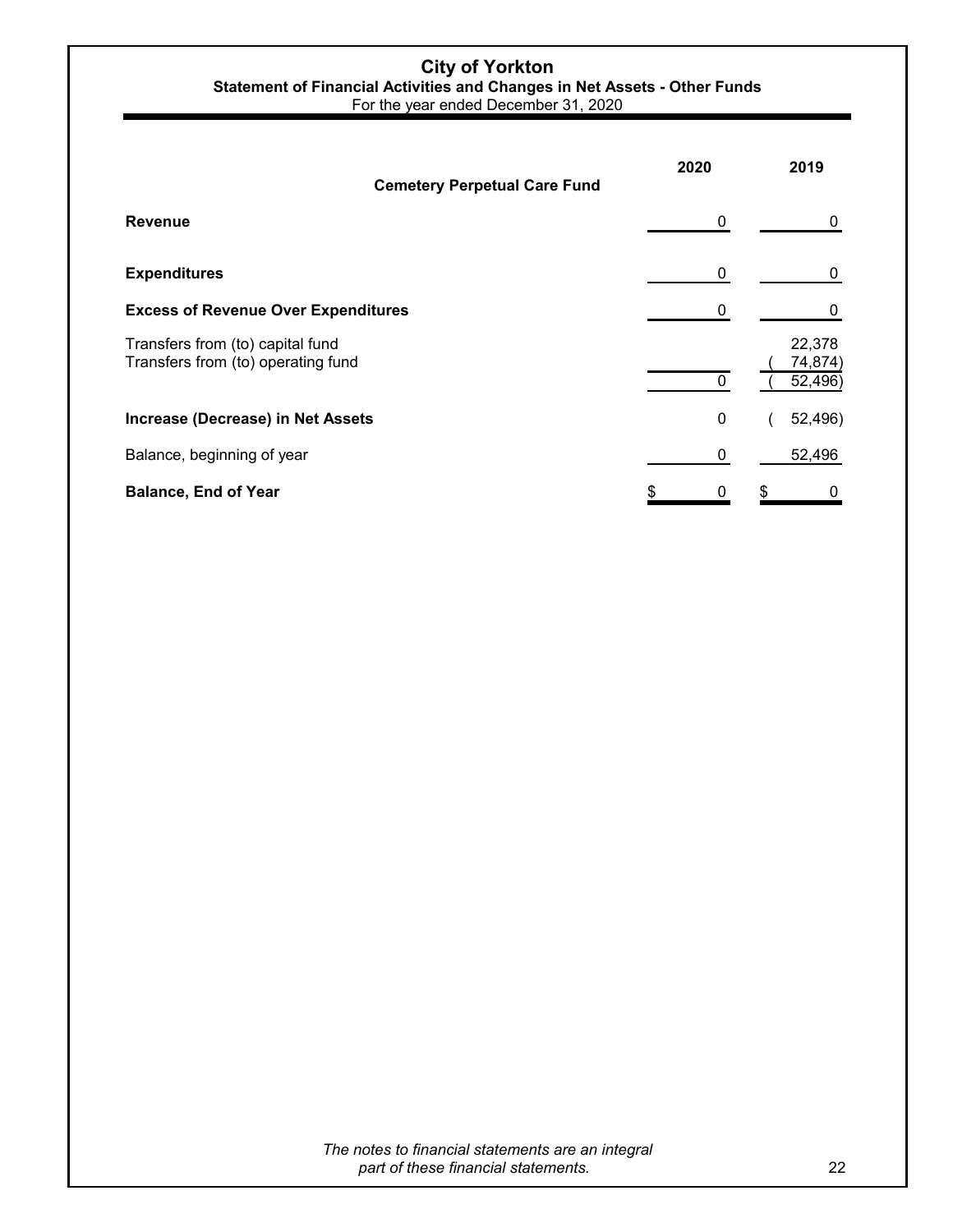# City of Yorkton

## Statement of Financial Activities and Changes in Net Assets - Other Funds

For the year ended December 31, 2020

| Cemetery Perpetual Care Fund | 2020 | 2019 |
|---|---|---|
| **Revenue** | 0 | 0 |
| **Expenditures** | 0 | 0 |
| **Excess of Revenue Over Expenditures** | 0 | 0 |
| Transfers from (to) capital fund | | 22,378 |
| Transfers from (to) operating fund | | ( 74,874) |
| | 0 | ( 52,496) |
| **Increase (Decrease) in Net Assets** | 0 | ( 52,496) |
| Balance, beginning of year | 0 | 52,496 |
| **Balance, End of Year** | $ 0 | $ 0 |

*The notes to financial statements are an integral part of these financial statements.*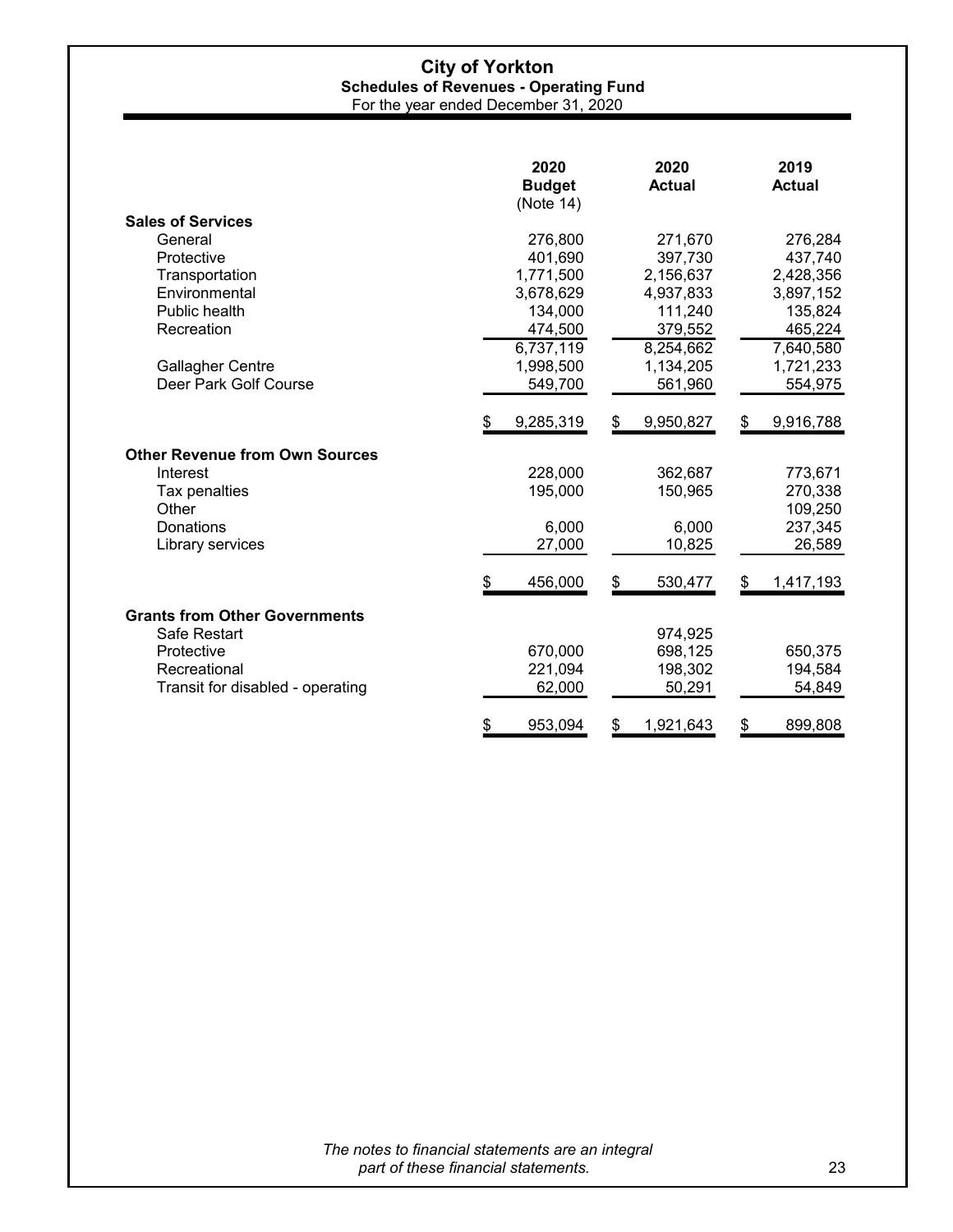# City of Yorkton

## Schedules of Revenues - Operating Fund

For the year ended December 31, 2020

| | 2020 Budget (Note 14) | 2020 Actual | 2019 Actual |
|---|---|---|---|
| **Sales of Services** | | | |
| General | 276,800 | 271,670 | 276,284 |
| Protective | 401,690 | 397,730 | 437,740 |
| Transportation | 1,771,500 | 2,156,637 | 2,428,356 |
| Environmental | 3,678,629 | 4,937,833 | 3,897,152 |
| Public health | 134,000 | 111,240 | 135,824 |
| Recreation | 474,500 | 379,552 | 465,224 |
| | 6,737,119 | 8,254,662 | 7,640,580 |
| Gallagher Centre | 1,998,500 | 1,134,205 | 1,721,233 |
| Deer Park Golf Course | 549,700 | 561,960 | 554,975 |
| | $ 9,285,319 | $ 9,950,827 | $ 9,916,788 |
| **Other Revenue from Own Sources** | | | |
| Interest | 228,000 | 362,687 | 773,671 |
| Tax penalties | 195,000 | 150,965 | 270,338 |
| Other | | | 109,250 |
| Donations | 6,000 | 6,000 | 237,345 |
| Library services | 27,000 | 10,825 | 26,589 |
| | $ 456,000 | $ 530,477 | $ 1,417,193 |
| **Grants from Other Governments** | | | |
| Safe Restart | | 974,925 | |
| Protective | 670,000 | 698,125 | 650,375 |
| Recreational | 221,094 | 198,302 | 194,584 |
| Transit for disabled - operating | 62,000 | 50,291 | 54,849 |
| | $ 953,094 | $ 1,921,643 | $ 899,808 |

*The notes to financial statements are an integral part of these financial statements.*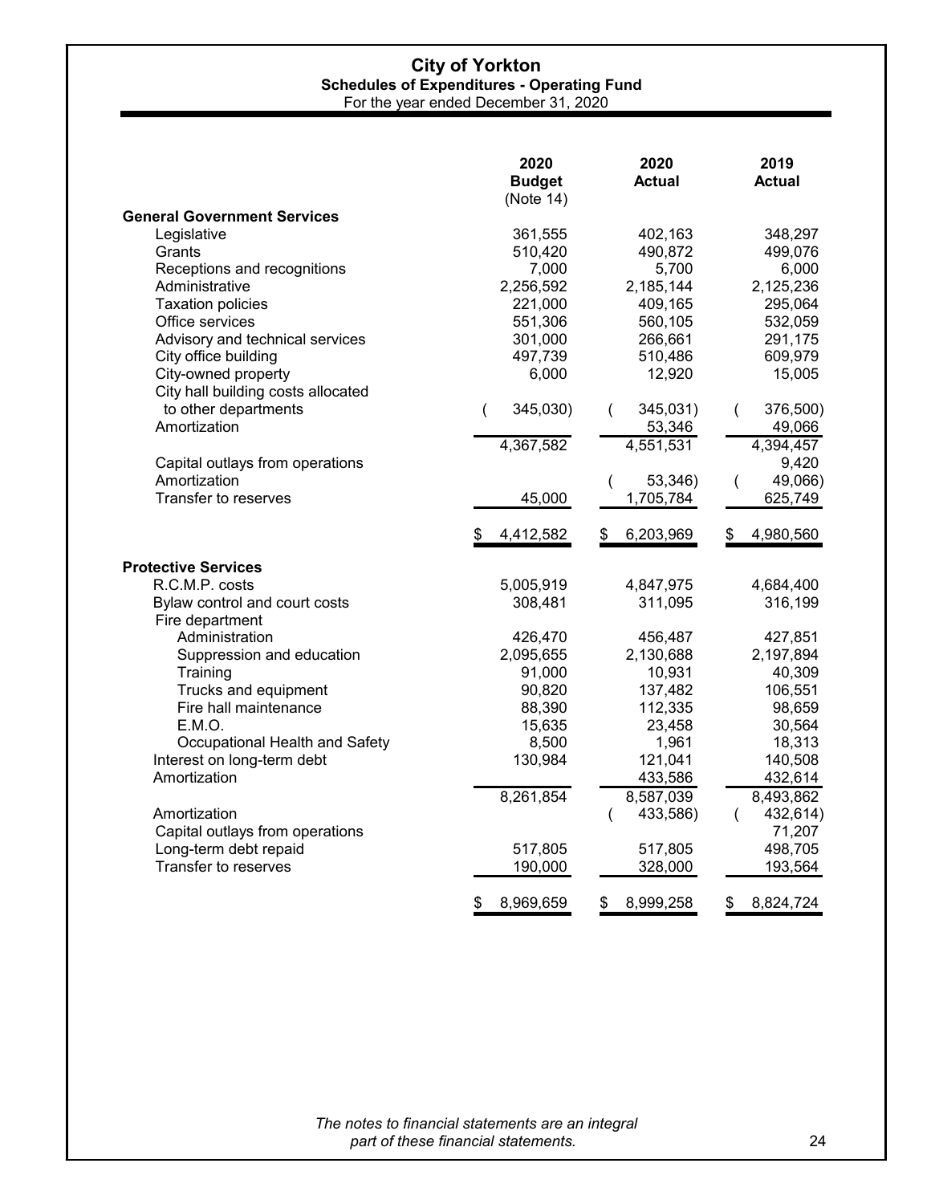# City of Yorkton

## Schedules of Expenditures - Operating Fund

For the year ended December 31, 2020

| | 2020 Budget (Note 14) | 2020 Actual | 2019 Actual |
|---|---|---|---|
| **General Government Services** | | | |
| Legislative | 361,555 | 402,163 | 348,297 |
| Grants | 510,420 | 490,872 | 499,076 |
| Receptions and recognitions | 7,000 | 5,700 | 6,000 |
| Administrative | 2,256,592 | 2,185,144 | 2,125,236 |
| Taxation policies | 221,000 | 409,165 | 295,064 |
| Office services | 551,306 | 560,105 | 532,059 |
| Advisory and technical services | 301,000 | 266,661 | 291,175 |
| City office building | 497,739 | 510,486 | 609,979 |
| City-owned property | 6,000 | 12,920 | 15,005 |
| City hall building costs allocated to other departments | (345,030) | (345,031) | (376,500) |
| Amortization | | 53,346 | 49,066 |
| | 4,367,582 | 4,551,531 | 4,394,457 |
| Capital outlays from operations | | | 9,420 |
| Amortization | | (53,346) | (49,066) |
| Transfer to reserves | 45,000 | 1,705,784 | 625,749 |
| | $ 4,412,582 | $ 6,203,969 | $ 4,980,560 |
| **Protective Services** | | | |
| R.C.M.P. costs | 5,005,919 | 4,847,975 | 4,684,400 |
| Bylaw control and court costs | 308,481 | 311,095 | 316,199 |
| Fire department | | | |
| Administration | 426,470 | 456,487 | 427,851 |
| Suppression and education | 2,095,655 | 2,130,688 | 2,197,894 |
| Training | 91,000 | 10,931 | 40,309 |
| Trucks and equipment | 90,820 | 137,482 | 106,551 |
| Fire hall maintenance | 88,390 | 112,335 | 98,659 |
| E.M.O. | 15,635 | 23,458 | 30,564 |
| Occupational Health and Safety | 8,500 | 1,961 | 18,313 |
| Interest on long-term debt | 130,984 | 121,041 | 140,508 |
| Amortization | | 433,586 | 432,614 |
| | 8,261,854 | 8,587,039 | 8,493,862 |
| Amortization | | (433,586) | (432,614) |
| Capital outlays from operations | | | 71,207 |
| Long-term debt repaid | 517,805 | 517,805 | 498,705 |
| Transfer to reserves | 190,000 | 328,000 | 193,564 |
| | $ 8,969,659 | $ 8,999,258 | $ 8,824,724 |

*The notes to financial statements are an integral part of these financial statements.*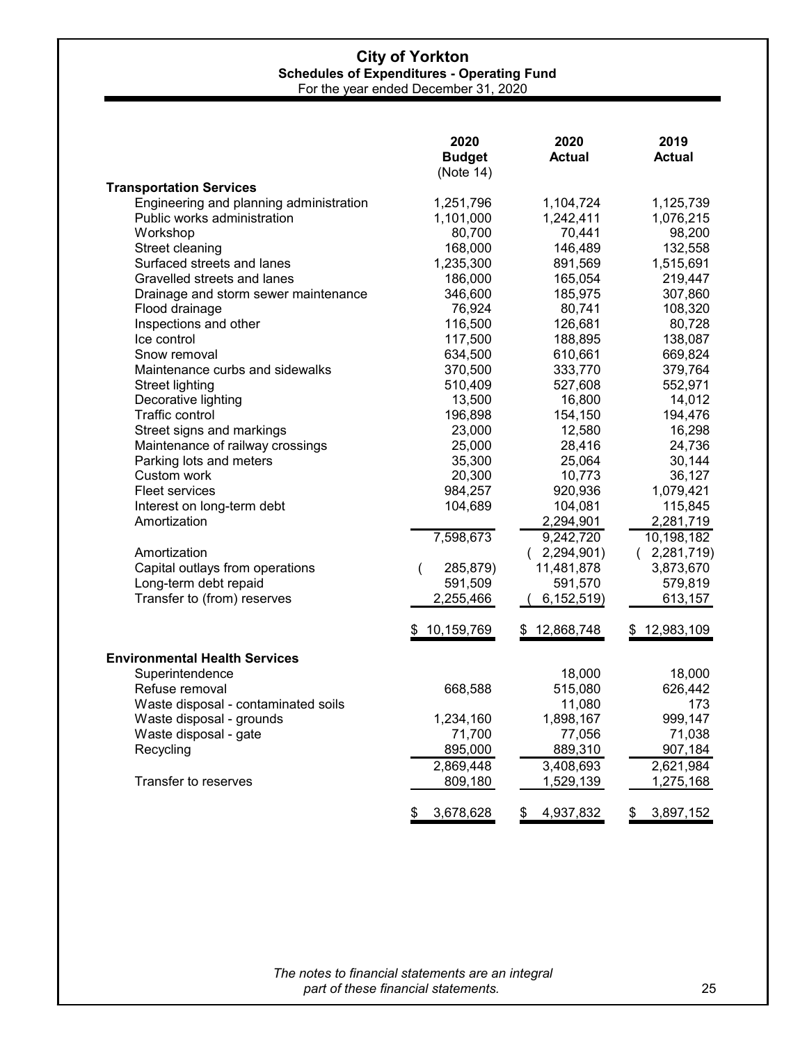# City of Yorkton

## Schedules of Expenditures - Operating Fund

For the year ended December 31, 2020

| | 2020 Budget (Note 14) | 2020 Actual | 2019 Actual |
|---|---|---|---|
| **Transportation Services** | | | |
| Engineering and planning administration | 1,251,796 | 1,104,724 | 1,125,739 |
| Public works administration | 1,101,000 | 1,242,411 | 1,076,215 |
| Workshop | 80,700 | 70,441 | 98,200 |
| Street cleaning | 168,000 | 146,489 | 132,558 |
| Surfaced streets and lanes | 1,235,300 | 891,569 | 1,515,691 |
| Gravelled streets and lanes | 186,000 | 165,054 | 219,447 |
| Drainage and storm sewer maintenance | 346,600 | 185,975 | 307,860 |
| Flood drainage | 76,924 | 80,741 | 108,320 |
| Inspections and other | 116,500 | 126,681 | 80,728 |
| Ice control | 117,500 | 188,895 | 138,087 |
| Snow removal | 634,500 | 610,661 | 669,824 |
| Maintenance curbs and sidewalks | 370,500 | 333,770 | 379,764 |
| Street lighting | 510,409 | 527,608 | 552,971 |
| Decorative lighting | 13,500 | 16,800 | 14,012 |
| Traffic control | 196,898 | 154,150 | 194,476 |
| Street signs and markings | 23,000 | 12,580 | 16,298 |
| Maintenance of railway crossings | 25,000 | 28,416 | 24,736 |
| Parking lots and meters | 35,300 | 25,064 | 30,144 |
| Custom work | 20,300 | 10,773 | 36,127 |
| Fleet services | 984,257 | 920,936 | 1,079,421 |
| Interest on long-term debt | 104,689 | 104,081 | 115,845 |
| Amortization | | 2,294,901 | 2,281,719 |
| | 7,598,673 | 9,242,720 | 10,198,182 |
| Amortization | | ( 2,294,901) | ( 2,281,719) |
| Capital outlays from operations | ( 285,879) | 11,481,878 | 3,873,670 |
| Long-term debt repaid | 591,509 | 591,570 | 579,819 |
| Transfer to (from) reserves | 2,255,466 | ( 6,152,519) | 613,157 |
| | $ 10,159,769 | $ 12,868,748 | $ 12,983,109 |
| **Environmental Health Services** | | | |
| Superintendence | | 18,000 | 18,000 |
| Refuse removal | 668,588 | 515,080 | 626,442 |
| Waste disposal - contaminated soils | | 11,080 | 173 |
| Waste disposal - grounds | 1,234,160 | 1,898,167 | 999,147 |
| Waste disposal - gate | 71,700 | 77,056 | 71,038 |
| Recycling | 895,000 | 889,310 | 907,184 |
| | 2,869,448 | 3,408,693 | 2,621,984 |
| Transfer to reserves | 809,180 | 1,529,139 | 1,275,168 |
| | $ 3,678,628 | $ 4,937,832 | $ 3,897,152 |

*The notes to financial statements are an integral part of these financial statements.*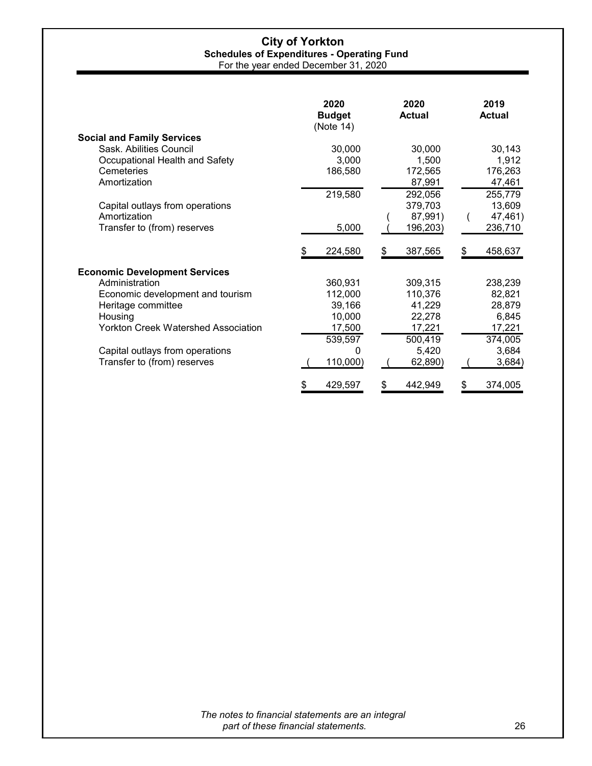# City of Yorkton

## Schedules of Expenditures - Operating Fund

For the year ended December 31, 2020

| | 2020 Budget (Note 14) | 2020 Actual | 2019 Actual |
|---|---|---|---|
| **Social and Family Services** | | | |
| Sask. Abilities Council | 30,000 | 30,000 | 30,143 |
| Occupational Health and Safety | 3,000 | 1,500 | 1,912 |
| Cemeteries | 186,580 | 172,565 | 176,263 |
| Amortization | | 87,991 | 47,461 |
| | 219,580 | 292,056 | 255,779 |
| Capital outlays from operations | | 379,703 | 13,609 |
| Amortization | | (87,991) | (47,461) |
| Transfer to (from) reserves | 5,000 | (196,203) | 236,710 |
| | $ 224,580 | $ 387,565 | $ 458,637 |
| **Economic Development Services** | | | |
| Administration | 360,931 | 309,315 | 238,239 |
| Economic development and tourism | 112,000 | 110,376 | 82,821 |
| Heritage committee | 39,166 | 41,229 | 28,879 |
| Housing | 10,000 | 22,278 | 6,845 |
| Yorkton Creek Watershed Association | 17,500 | 17,221 | 17,221 |
| | 539,597 | 500,419 | 374,005 |
| Capital outlays from operations | 0 | 5,420 | 3,684 |
| Transfer to (from) reserves | (110,000) | (62,890) | (3,684) |
| | $ 429,597 | $ 442,949 | $ 374,005 |

*The notes to financial statements are an integral part of these financial statements.*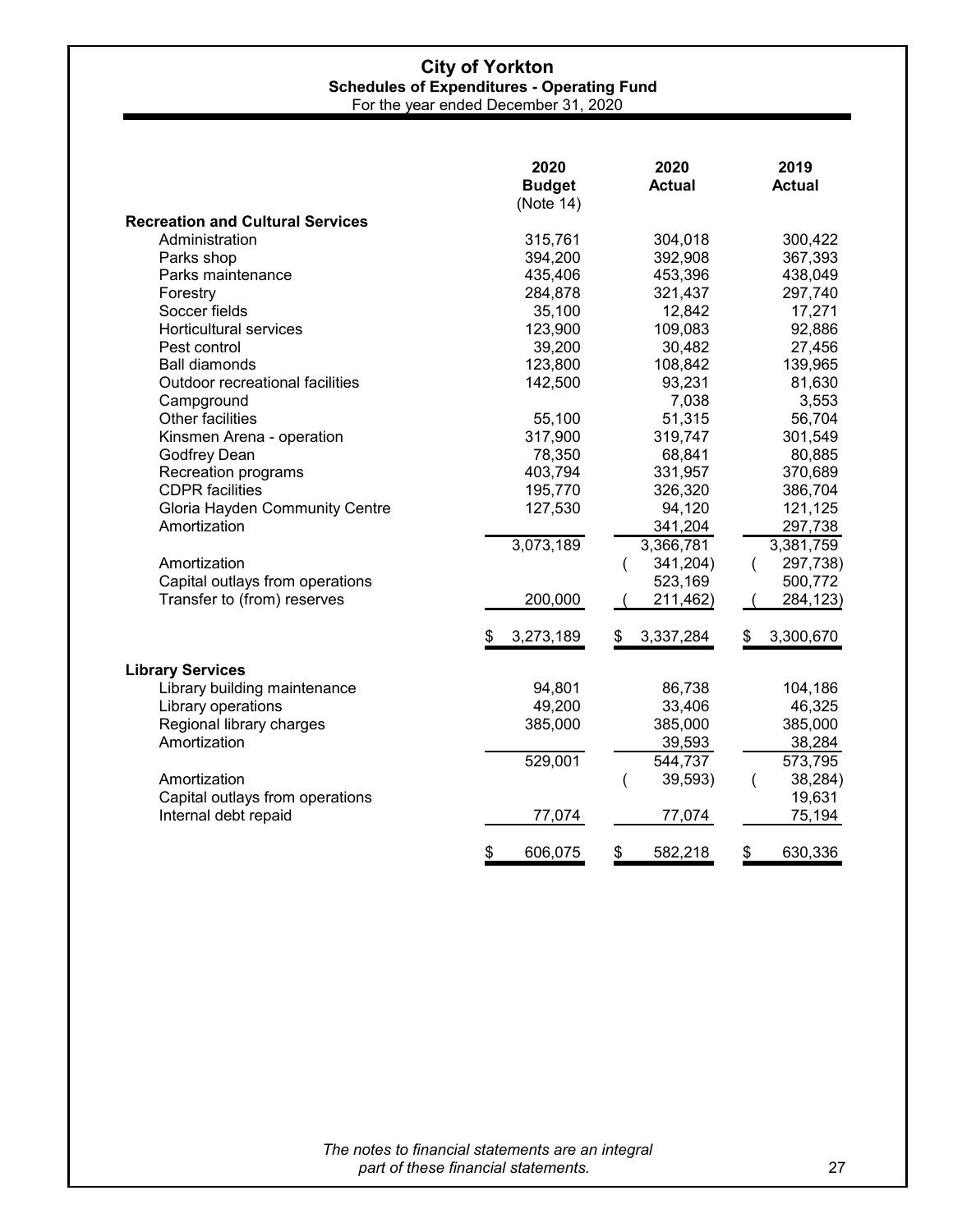# City of Yorkton

## Schedules of Expenditures - Operating Fund

For the year ended December 31, 2020

| | 2020 Budget (Note 14) | 2020 Actual | 2019 Actual |
|---|---|---|---|
| **Recreation and Cultural Services** | | | |
| Administration | 315,761 | 304,018 | 300,422 |
| Parks shop | 394,200 | 392,908 | 367,393 |
| Parks maintenance | 435,406 | 453,396 | 438,049 |
| Forestry | 284,878 | 321,437 | 297,740 |
| Soccer fields | 35,100 | 12,842 | 17,271 |
| Horticultural services | 123,900 | 109,083 | 92,886 |
| Pest control | 39,200 | 30,482 | 27,456 |
| Ball diamonds | 123,800 | 108,842 | 139,965 |
| Outdoor recreational facilities | 142,500 | 93,231 | 81,630 |
| Campground | | 7,038 | 3,553 |
| Other facilities | 55,100 | 51,315 | 56,704 |
| Kinsmen Arena - operation | 317,900 | 319,747 | 301,549 |
| Godfrey Dean | 78,350 | 68,841 | 80,885 |
| Recreation programs | 403,794 | 331,957 | 370,689 |
| CDPR facilities | 195,770 | 326,320 | 386,704 |
| Gloria Hayden Community Centre | 127,530 | 94,120 | 121,125 |
| Amortization | | 341,204 | 297,738 |
| | 3,073,189 | 3,366,781 | 3,381,759 |
| Amortization | | (341,204) | (297,738) |
| Capital outlays from operations | | 523,169 | 500,772 |
| Transfer to (from) reserves | 200,000 | (211,462) | (284,123) |
| | $ 3,273,189 | $ 3,337,284 | $ 3,300,670 |
| **Library Services** | | | |
| Library building maintenance | 94,801 | 86,738 | 104,186 |
| Library operations | 49,200 | 33,406 | 46,325 |
| Regional library charges | 385,000 | 385,000 | 385,000 |
| Amortization | | 39,593 | 38,284 |
| | 529,001 | 544,737 | 573,795 |
| Amortization | | (39,593) | (38,284) |
| Capital outlays from operations | | | 19,631 |
| Internal debt repaid | 77,074 | 77,074 | 75,194 |
| | $ 606,075 | $ 582,218 | $ 630,336 |

*The notes to financial statements are an integral part of these financial statements.*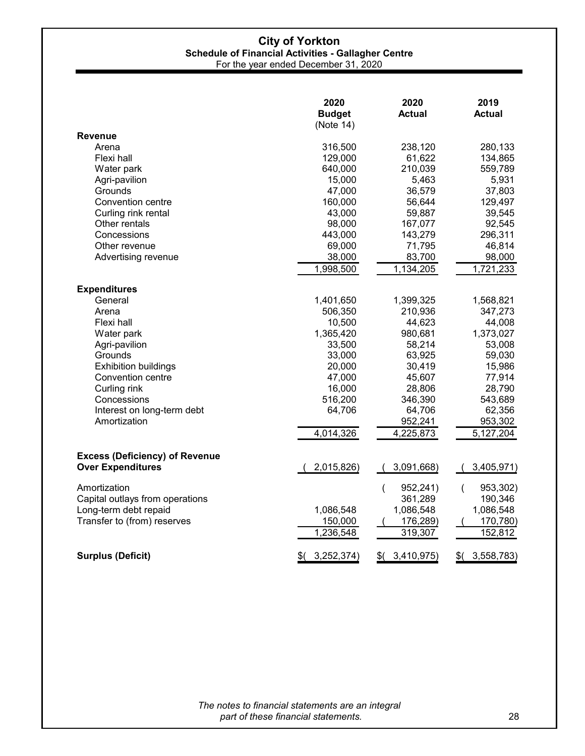# City of Yorkton

## Schedule of Financial Activities - Gallagher Centre

For the year ended December 31, 2020

| | 2020 Budget (Note 14) | 2020 Actual | 2019 Actual |
|---|---|---|---|
| **Revenue** | | | |
| Arena | 316,500 | 238,120 | 280,133 |
| Flexi hall | 129,000 | 61,622 | 134,865 |
| Water park | 640,000 | 210,039 | 559,789 |
| Agri-pavilion | 15,000 | 5,463 | 5,931 |
| Grounds | 47,000 | 36,579 | 37,803 |
| Convention centre | 160,000 | 56,644 | 129,497 |
| Curling rink rental | 43,000 | 59,887 | 39,545 |
| Other rentals | 98,000 | 167,077 | 92,545 |
| Concessions | 443,000 | 143,279 | 296,311 |
| Other revenue | 69,000 | 71,795 | 46,814 |
| Advertising revenue | 38,000 | 83,700 | 98,000 |
| | 1,998,500 | 1,134,205 | 1,721,233 |
| **Expenditures** | | | |
| General | 1,401,650 | 1,399,325 | 1,568,821 |
| Arena | 506,350 | 210,936 | 347,273 |
| Flexi hall | 10,500 | 44,623 | 44,008 |
| Water park | 1,365,420 | 980,681 | 1,373,027 |
| Agri-pavilion | 33,500 | 58,214 | 53,008 |
| Grounds | 33,000 | 63,925 | 59,030 |
| Exhibition buildings | 20,000 | 30,419 | 15,986 |
| Convention centre | 47,000 | 45,607 | 77,914 |
| Curling rink | 16,000 | 28,806 | 28,790 |
| Concessions | 516,200 | 346,390 | 543,689 |
| Interest on long-term debt | 64,706 | 64,706 | 62,356 |
| Amortization | | 952,241 | 953,302 |
| | 4,014,326 | 4,225,873 | 5,127,204 |
| **Excess (Deficiency) of Revenue Over Expenditures** | (2,015,826) | (3,091,668) | (3,405,971) |
| Amortization | | (952,241) | (953,302) |
| Capital outlays from operations | | 361,289 | 190,346 |
| Long-term debt repaid | 1,086,548 | 1,086,548 | 1,086,548 |
| Transfer to (from) reserves | 150,000 | (176,289) | (170,780) |
| | 1,236,548 | 319,307 | 152,812 |
| **Surplus (Deficit)** | $(3,252,374) | $(3,410,975) | $(3,558,783) |

*The notes to financial statements are an integral part of these financial statements.*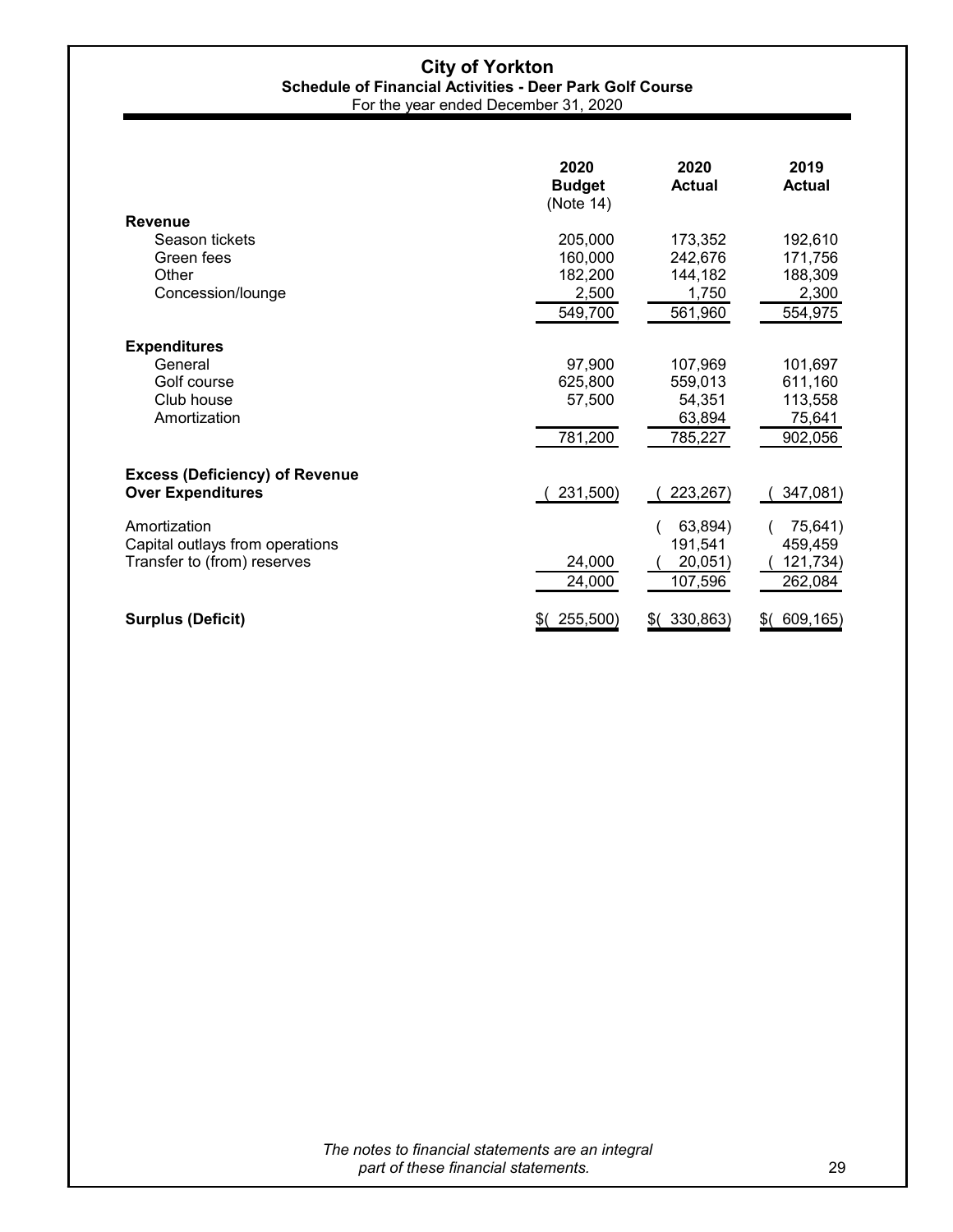# City of Yorkton

## Schedule of Financial Activities - Deer Park Golf Course

For the year ended December 31, 2020

| | 2020 Budget (Note 14) | 2020 Actual | 2019 Actual |
|---|---|---|---|
| **Revenue** | | | |
| Season tickets | 205,000 | 173,352 | 192,610 |
| Green fees | 160,000 | 242,676 | 171,756 |
| Other | 182,200 | 144,182 | 188,309 |
| Concession/lounge | 2,500 | 1,750 | 2,300 |
| | 549,700 | 561,960 | 554,975 |
| **Expenditures** | | | |
| General | 97,900 | 107,969 | 101,697 |
| Golf course | 625,800 | 559,013 | 611,160 |
| Club house | 57,500 | 54,351 | 113,558 |
| Amortization | | 63,894 | 75,641 |
| | 781,200 | 785,227 | 902,056 |
| **Excess (Deficiency) of Revenue Over Expenditures** | ( 231,500) | ( 223,267) | ( 347,081) |
| Amortization | | ( 63,894) | ( 75,641) |
| Capital outlays from operations | | 191,541 | 459,459 |
| Transfer to (from) reserves | 24,000 | ( 20,051) | ( 121,734) |
| | 24,000 | 107,596 | 262,084 |
| **Surplus (Deficit)** | $( 255,500) | $( 330,863) | $( 609,165) |

*The notes to financial statements are an integral part of these financial statements.*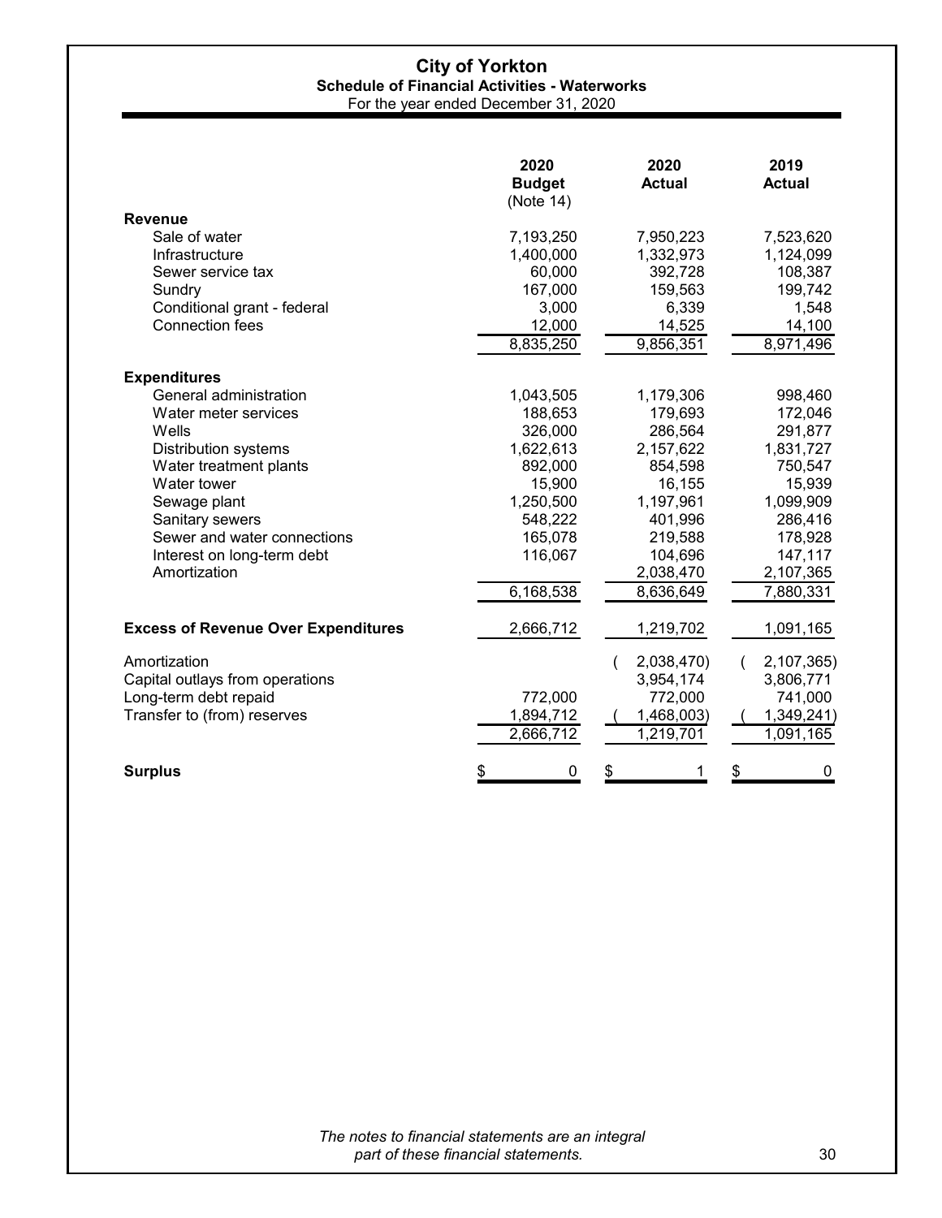# City of Yorkton

## Schedule of Financial Activities - Waterworks

For the year ended December 31, 2020

| | 2020 Budget (Note 14) | 2020 Actual | 2019 Actual |
|---|---|---|---|
| **Revenue** | | | |
| Sale of water | 7,193,250 | 7,950,223 | 7,523,620 |
| Infrastructure | 1,400,000 | 1,332,973 | 1,124,099 |
| Sewer service tax | 60,000 | 392,728 | 108,387 |
| Sundry | 167,000 | 159,563 | 199,742 |
| Conditional grant - federal | 3,000 | 6,339 | 1,548 |
| Connection fees | 12,000 | 14,525 | 14,100 |
| | 8,835,250 | 9,856,351 | 8,971,496 |
| **Expenditures** | | | |
| General administration | 1,043,505 | 1,179,306 | 998,460 |
| Water meter services | 188,653 | 179,693 | 172,046 |
| Wells | 326,000 | 286,564 | 291,877 |
| Distribution systems | 1,622,613 | 2,157,622 | 1,831,727 |
| Water treatment plants | 892,000 | 854,598 | 750,547 |
| Water tower | 15,900 | 16,155 | 15,939 |
| Sewage plant | 1,250,500 | 1,197,961 | 1,099,909 |
| Sanitary sewers | 548,222 | 401,996 | 286,416 |
| Sewer and water connections | 165,078 | 219,588 | 178,928 |
| Interest on long-term debt | 116,067 | 104,696 | 147,117 |
| Amortization | | 2,038,470 | 2,107,365 |
| | 6,168,538 | 8,636,649 | 7,880,331 |
| **Excess of Revenue Over Expenditures** | 2,666,712 | 1,219,702 | 1,091,165 |
| Amortization | | (2,038,470) | (2,107,365) |
| Capital outlays from operations | | 3,954,174 | 3,806,771 |
| Long-term debt repaid | 772,000 | 772,000 | 741,000 |
| Transfer to (from) reserves | 1,894,712 | (1,468,003) | (1,349,241) |
| | 2,666,712 | 1,219,701 | 1,091,165 |
| **Surplus** | $ 0 | $ 1 | $ 0 |

*The notes to financial statements are an integral part of these financial statements.*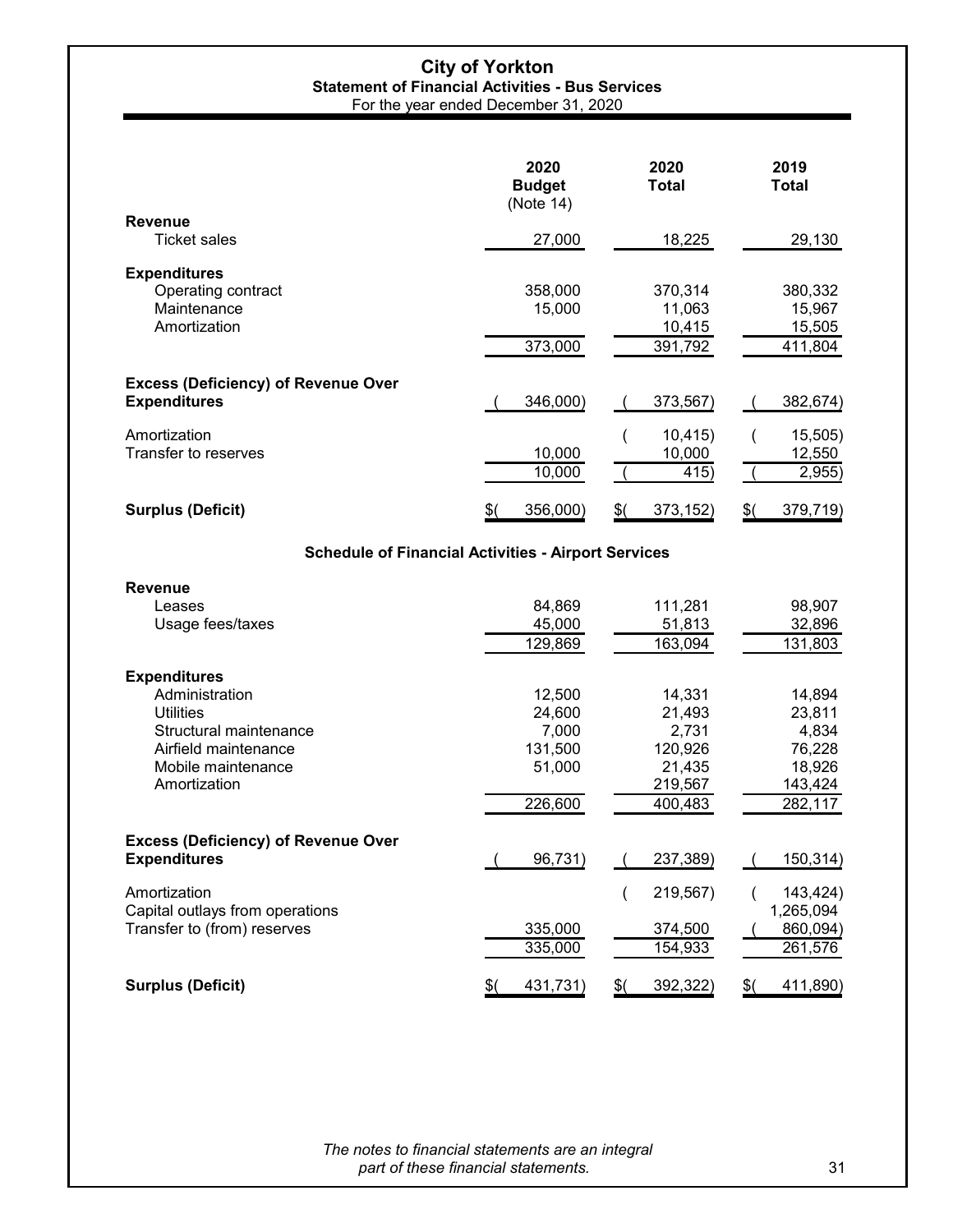# City of Yorkton

## Statement of Financial Activities - Bus Services

For the year ended December 31, 2020

| | 2020 Budget (Note 14) | 2020 Total | 2019 Total |
|---|---|---|---|
| **Revenue** | | | |
| Ticket sales | 27,000 | 18,225 | 29,130 |
| **Expenditures** | | | |
| Operating contract | 358,000 | 370,314 | 380,332 |
| Maintenance | 15,000 | 11,063 | 15,967 |
| Amortization | | 10,415 | 15,505 |
| | 373,000 | 391,792 | 411,804 |
| **Excess (Deficiency) of Revenue Over Expenditures** | ( 346,000) | ( 373,567) | ( 382,674) |
| Amortization | | ( 10,415) | ( 15,505) |
| Transfer to reserves | 10,000 | 10,000 | 12,550 |
| | 10,000 | ( 415) | ( 2,955) |
| **Surplus (Deficit)** | $( 356,000) | $( 373,152) | $( 379,719) |

## Schedule of Financial Activities - Airport Services

| | 2020 Budget (Note 14) | 2020 Total | 2019 Total |
|---|---|---|---|
| **Revenue** | | | |
| Leases | 84,869 | 111,281 | 98,907 |
| Usage fees/taxes | 45,000 | 51,813 | 32,896 |
| | 129,869 | 163,094 | 131,803 |
| **Expenditures** | | | |
| Administration | 12,500 | 14,331 | 14,894 |
| Utilities | 24,600 | 21,493 | 23,811 |
| Structural maintenance | 7,000 | 2,731 | 4,834 |
| Airfield maintenance | 131,500 | 120,926 | 76,228 |
| Mobile maintenance | 51,000 | 21,435 | 18,926 |
| Amortization | | 219,567 | 143,424 |
| | 226,600 | 400,483 | 282,117 |
| **Excess (Deficiency) of Revenue Over Expenditures** | ( 96,731) | ( 237,389) | ( 150,314) |
| Amortization | | ( 219,567) | ( 143,424) |
| Capital outlays from operations | | | 1,265,094 |
| Transfer to (from) reserves | 335,000 | 374,500 | ( 860,094) |
| | 335,000 | 154,933 | 261,576 |
| **Surplus (Deficit)** | $( 431,731) | $( 392,322) | $( 411,890) |

*The notes to financial statements are an integral part of these financial statements.*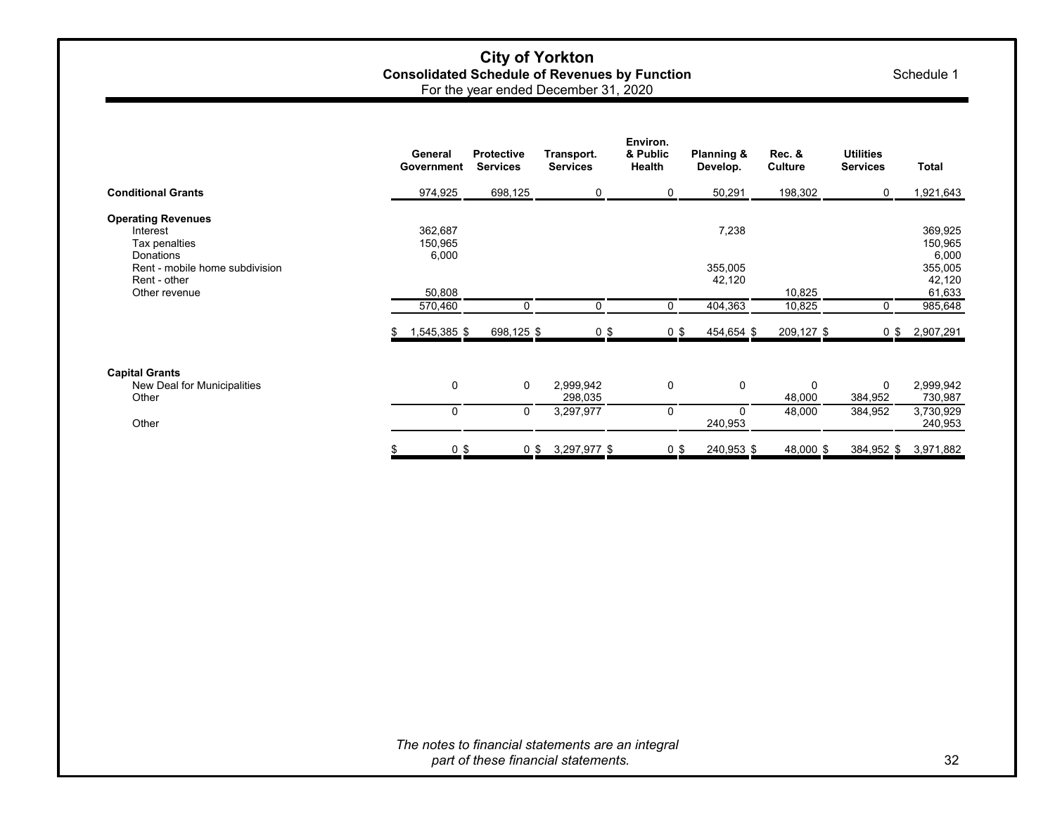# City of Yorkton

## Consolidated Schedule of Revenues by Function

For the year ended December 31, 2020

Schedule 1

| | General Government | Protective Services | Transport. Services | Environ. & Public Health | Planning & Develop. | Rec. & Culture | Utilities Services | Total |
|---|---|---|---|---|---|---|---|---|
| **Conditional Grants** | 974,925 | 698,125 | 0 | 0 | 50,291 | 198,302 | 0 | 1,921,643 |
| **Operating Revenues** | | | | | | | | |
| Interest | 362,687 | | | | 7,238 | | | 369,925 |
| Tax penalties | 150,965 | | | | | | | 150,965 |
| Donations | 6,000 | | | | | | | 6,000 |
| Rent - mobile home subdivision | | | | | 355,005 | | | 355,005 |
| Rent - other | | | | | 42,120 | | | 42,120 |
| Other revenue | 50,808 | | | | | 10,825 | | 61,633 |
| | 570,460 | 0 | 0 | 0 | 404,363 | 10,825 | 0 | 985,648 |
| | $ 1,545,385 | $ 698,125 | $ 0 | $ 0 | $ 454,654 | $ 209,127 | $ 0 | $ 2,907,291 |
| **Capital Grants** | | | | | | | | |
| New Deal for Municipalities | 0 | 0 | 2,999,942 | 0 | 0 | 0 | 0 | 2,999,942 |
| Other | | | 298,035 | | | 48,000 | 384,952 | 730,987 |
| | 0 | 0 | 3,297,977 | 0 | 0 | 48,000 | 384,952 | 3,730,929 |
| Other | | | | | 240,953 | | | 240,953 |
| | $ 0 | $ 0 | $ 3,297,977 | $ 0 | $ 240,953 | $ 48,000 | $ 384,952 | $ 3,971,882 |

*The notes to financial statements are an integral part of these financial statements.*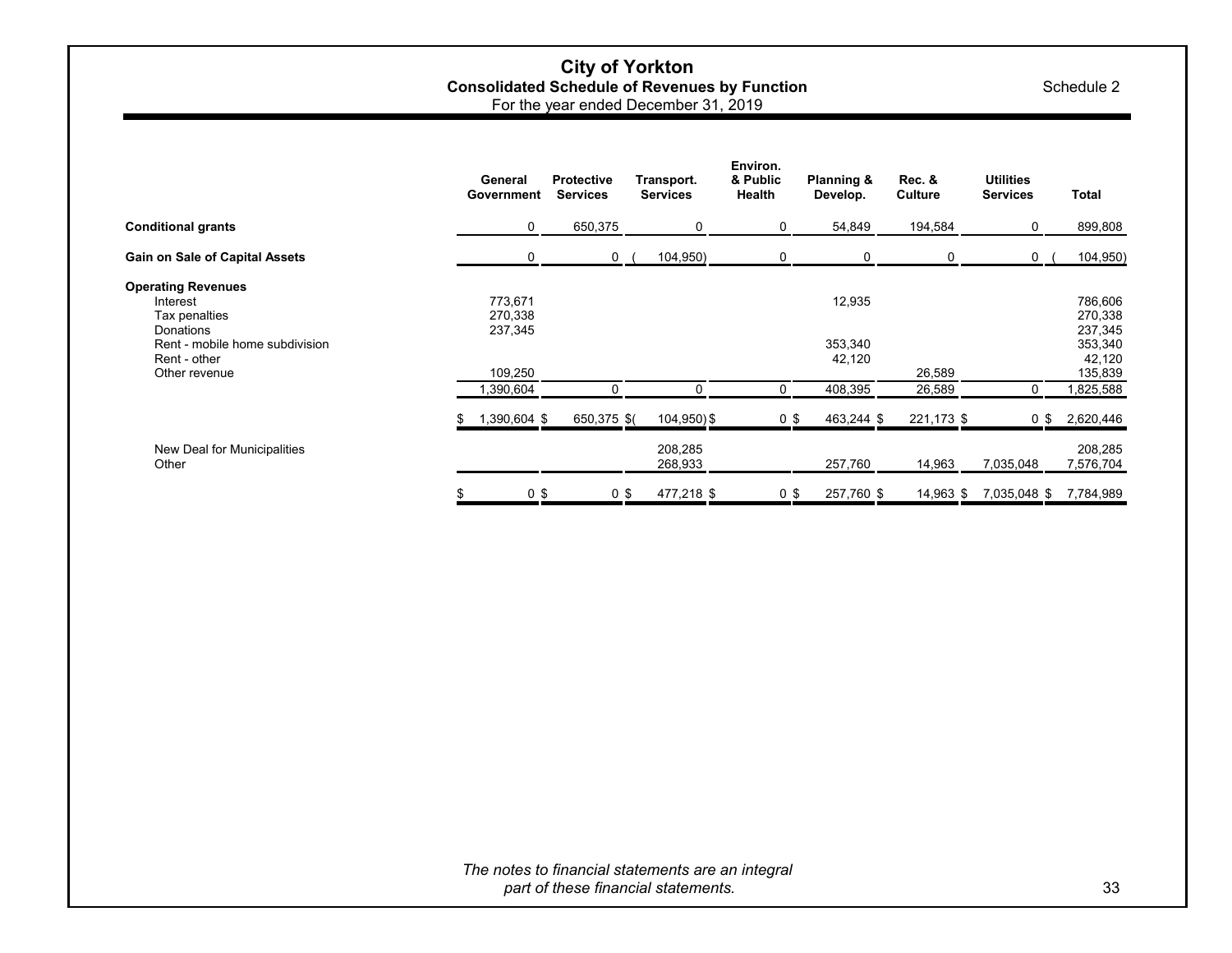# City of Yorkton

## Consolidated Schedule of Revenues by Function

For the year ended December 31, 2019

Schedule 2

| | General Government | Protective Services | Transport. Services | Environ. & Public Health | Planning & Develop. | Rec. & Culture | Utilities Services | Total |
|---|---|---|---|---|---|---|---|---|
| **Conditional grants** | 0 | 650,375 | 0 | 0 | 54,849 | 194,584 | 0 | 899,808 |
| **Gain on Sale of Capital Assets** | 0 | 0 | (104,950) | 0 | 0 | 0 | 0 | (104,950) |
| **Operating Revenues** | | | | | | | | |
| Interest | 773,671 | | | | 12,935 | | | 786,606 |
| Tax penalties | 270,338 | | | | | | | 270,338 |
| Donations | 237,345 | | | | | | | 237,345 |
| Rent - mobile home subdivision | | | | | 353,340 | | | 353,340 |
| Rent - other | | | | | 42,120 | | | 42,120 |
| Other revenue | 109,250 | | | | | 26,589 | | 135,839 |
| | 1,390,604 | 0 | 0 | 0 | 408,395 | 26,589 | 0 | 1,825,588 |
| | $ 1,390,604 | $ 650,375 | $ (104,950) | $ 0 | $ 463,244 | $ 221,173 | $ 0 | $ 2,620,446 |
| New Deal for Municipalities | | | 208,285 | | | | | 208,285 |
| Other | | | 268,933 | | 257,760 | 14,963 | 7,035,048 | 7,576,704 |
| | $ 0 | $ 0 | $ 477,218 | $ 0 | $ 257,760 | $ 14,963 | $ 7,035,048 | $ 7,784,989 |

*The notes to financial statements are an integral part of these financial statements.*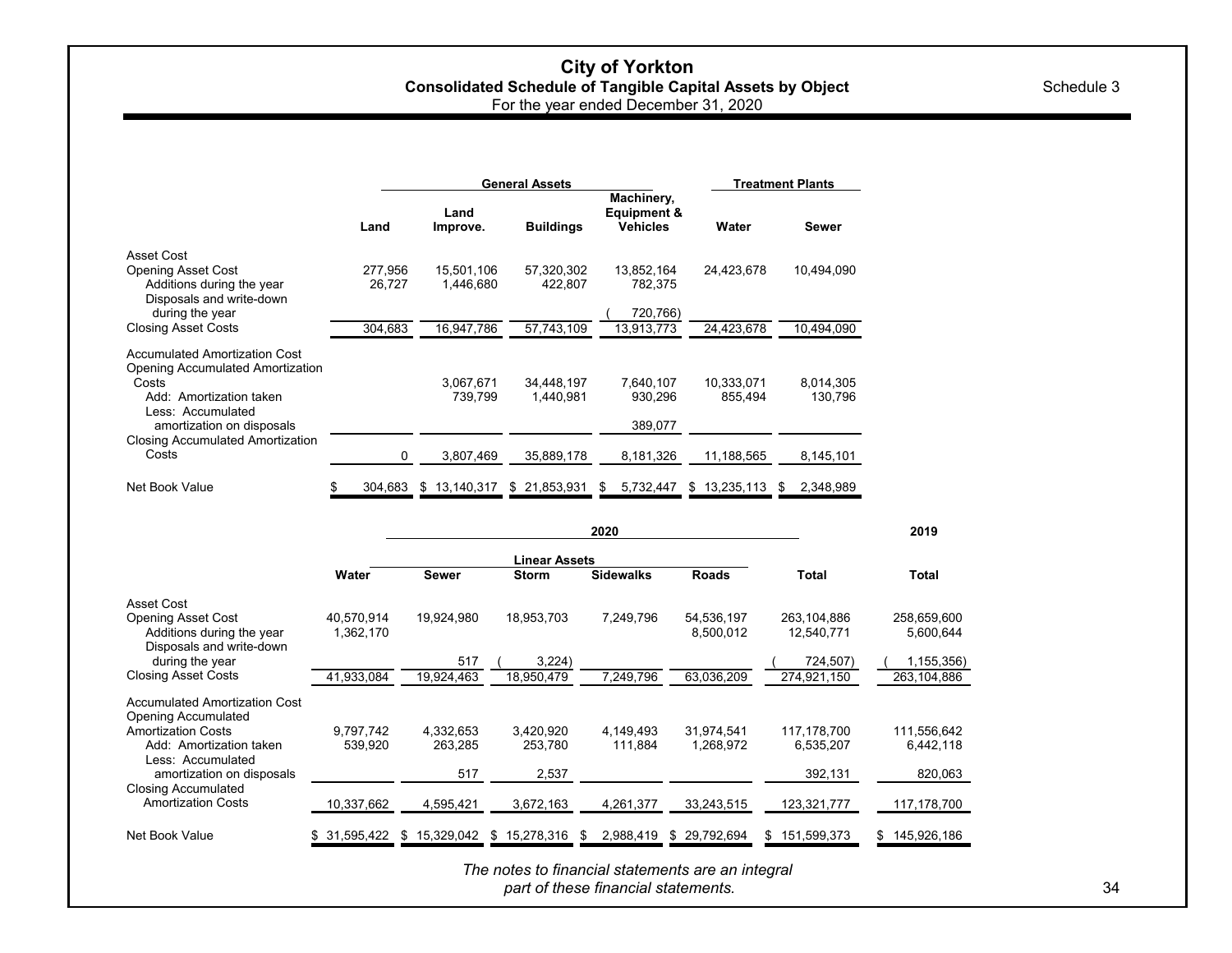# City of Yorkton

## Consolidated Schedule of Tangible Capital Assets by Object

For the year ended December 31, 2020

Schedule 3

| | General Assets | | | | Treatment Plants | |
|---|---|---|---|---|---|---|
| | Land | Land Improve. | Buildings | Machinery, Equipment & Vehicles | Water | Sewer |
| **Asset Cost** | | | | | | |
| Opening Asset Cost | 277,956 | 15,501,106 | 57,320,302 | 13,852,164 | 24,423,678 | 10,494,090 |
| Additions during the year | 26,727 | 1,446,680 | 422,807 | 782,375 | | |
| Disposals and write-down during the year | | | | (720,766) | | |
| Closing Asset Costs | 304,683 | 16,947,786 | 57,743,109 | 13,913,773 | 24,423,678 | 10,494,090 |
| **Accumulated Amortization Cost** | | | | | | |
| Opening Accumulated Amortization Costs | | 3,067,671 | 34,448,197 | 7,640,107 | 10,333,071 | 8,014,305 |
| Add: Amortization taken | | 739,799 | 1,440,981 | 930,296 | 855,494 | 130,796 |
| Less: Accumulated amortization on disposals | | | | 389,077 | | |
| Closing Accumulated Amortization Costs | 0 | 3,807,469 | 35,889,178 | 8,181,326 | 11,188,565 | 8,145,101 |
| Net Book Value | $ 304,683 | $ 13,140,317 | $ 21,853,931 | $ 5,732,447 | $ 13,235,113 | $ 2,348,989 |

| | 2020 | | | | | | 2019 |
|---|---|---|---|---|---|---|---|
| | Linear Assets | | | | | | |
| | Water | Sewer | Storm | Sidewalks | Roads | Total | Total |
| **Asset Cost** | | | | | | | |
| Opening Asset Cost | 40,570,914 | 19,924,980 | 18,953,703 | 7,249,796 | 54,536,197 | 263,104,886 | 258,659,600 |
| Additions during the year | 1,362,170 | | | | 8,500,012 | 12,540,771 | 5,600,644 |
| Disposals and write-down during the year | | 517 | (3,224) | | | (724,507) | (1,155,356) |
| Closing Asset Costs | 41,933,084 | 19,924,463 | 18,950,479 | 7,249,796 | 63,036,209 | 274,921,150 | 263,104,886 |
| **Accumulated Amortization Cost** | | | | | | | |
| Opening Accumulated Amortization Costs | 9,797,742 | 4,332,653 | 3,420,920 | 4,149,493 | 31,974,541 | 117,178,700 | 111,556,642 |
| Add: Amortization taken | 539,920 | 263,285 | 253,780 | 111,884 | 1,268,972 | 6,535,207 | 6,442,118 |
| Less: Accumulated amortization on disposals | | 517 | 2,537 | | | 392,131 | 820,063 |
| Closing Accumulated Amortization Costs | 10,337,662 | 4,595,421 | 3,672,163 | 4,261,377 | 33,243,515 | 123,321,777 | 117,178,700 |
| Net Book Value | $ 31,595,422 | $ 15,329,042 | $ 15,278,316 | $ 2,988,419 | $ 29,792,694 | $ 151,599,373 | $ 145,926,186 |

*The notes to financial statements are an integral part of these financial statements.*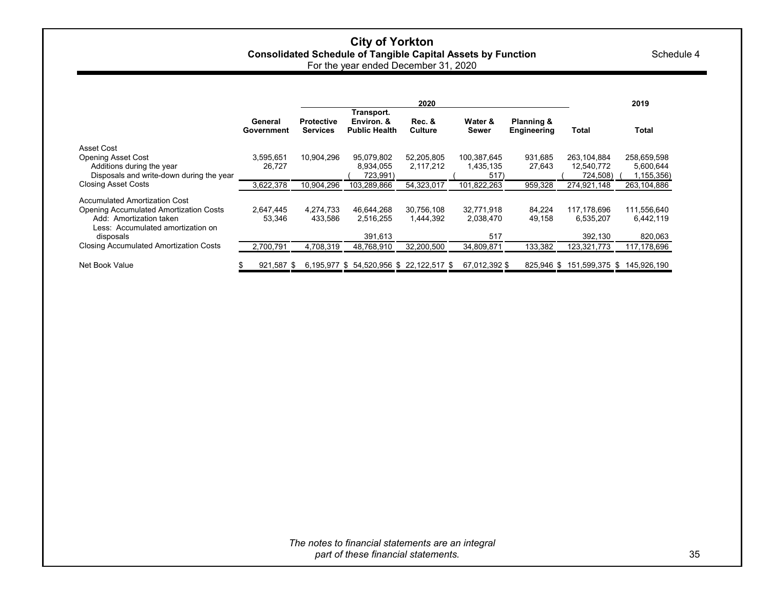# City of Yorkton

## Consolidated Schedule of Tangible Capital Assets by Function

For the year ended December 31, 2020

Schedule 4

| | 2020 | | | | | | | 2019 |
|---|---|---|---|---|---|---|---|---|
| | General Government | Protective Services | Transport. Environ. & Public Health | Rec. & Culture | Water & Sewer | Planning & Engineering | Total | Total |
| **Asset Cost** | | | | | | | | |
| Opening Asset Cost | 3,595,651 | 10,904,296 | 95,079,802 | 52,205,805 | 100,387,645 | 931,685 | 263,104,884 | 258,659,598 |
| Additions during the year | 26,727 | | 8,934,055 | 2,117,212 | 1,435,135 | 27,643 | 12,540,772 | 5,600,644 |
| Disposals and write-down during the year | | | (723,991) | | (517) | | (724,508) | (1,155,356) |
| Closing Asset Costs | 3,622,378 | 10,904,296 | 103,289,866 | 54,323,017 | 101,822,263 | 959,328 | 274,921,148 | 263,104,886 |
| **Accumulated Amortization Cost** | | | | | | | | |
| Opening Accumulated Amortization Costs | 2,647,445 | 4,274,733 | 46,644,268 | 30,756,108 | 32,771,918 | 84,224 | 117,178,696 | 111,556,640 |
| Add: Amortization taken | 53,346 | 433,586 | 2,516,255 | 1,444,392 | 2,038,470 | 49,158 | 6,535,207 | 6,442,119 |
| Less: Accumulated amortization on disposals | | | 391,613 | | 517 | | 392,130 | 820,063 |
| Closing Accumulated Amortization Costs | 2,700,791 | 4,708,319 | 48,768,910 | 32,200,500 | 34,809,871 | 133,382 | 123,321,773 | 117,178,696 |
| Net Book Value | $ 921,587 | $ 6,195,977 | $ 54,520,956 | $ 22,122,517 | $ 67,012,392 | $ 825,946 | $ 151,599,375 | $ 145,926,190 |

*The notes to financial statements are an integral part of these financial statements.*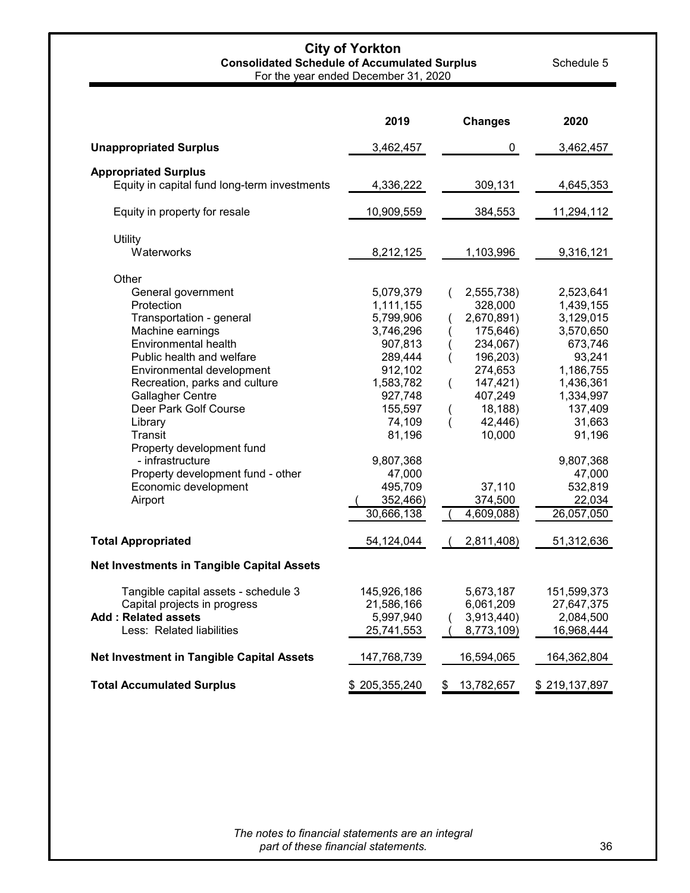# City of Yorkton

## Consolidated Schedule of Accumulated Surplus

For the year ended December 31, 2020

Schedule 5

| | 2019 | Changes | 2020 |
|---|---|---|---|
| **Unappropriated Surplus** | 3,462,457 | 0 | 3,462,457 |
| **Appropriated Surplus** | | | |
| Equity in capital fund long-term investments | 4,336,222 | 309,131 | 4,645,353 |
| Equity in property for resale | 10,909,559 | 384,553 | 11,294,112 |
| Utility | | | |
| Waterworks | 8,212,125 | 1,103,996 | 9,316,121 |
| Other | | | |
| General government | 5,079,379 | (2,555,738) | 2,523,641 |
| Protection | 1,111,155 | 328,000 | 1,439,155 |
| Transportation - general | 5,799,906 | (2,670,891) | 3,129,015 |
| Machine earnings | 3,746,296 | (175,646) | 3,570,650 |
| Environmental health | 907,813 | (234,067) | 673,746 |
| Public health and welfare | 289,444 | (196,203) | 93,241 |
| Environmental development | 912,102 | 274,653 | 1,186,755 |
| Recreation, parks and culture | 1,583,782 | (147,421) | 1,436,361 |
| Gallagher Centre | 927,748 | 407,249 | 1,334,997 |
| Deer Park Golf Course | 155,597 | (18,188) | 137,409 |
| Library | 74,109 | (42,446) | 31,663 |
| Transit | 81,196 | 10,000 | 91,196 |
| Property development fund - infrastructure | 9,807,368 | | 9,807,368 |
| Property development fund - other | 47,000 | | 47,000 |
| Economic development | 495,709 | 37,110 | 532,819 |
| Airport | (352,466) | 374,500 | 22,034 |
| | 30,666,138 | (4,609,088) | 26,057,050 |
| **Total Appropriated** | 54,124,044 | (2,811,408) | 51,312,636 |
| **Net Investments in Tangible Capital Assets** | | | |
| Tangible capital assets - schedule 3 | 145,926,186 | 5,673,187 | 151,599,373 |
| Capital projects in progress | 21,586,166 | 6,061,209 | 27,647,375 |
| **Add : Related assets** | 5,997,940 | (3,913,440) | 2,084,500 |
| Less: Related liabilities | 25,741,553 | (8,773,109) | 16,968,444 |
| **Net Investment in Tangible Capital Assets** | 147,768,739 | 16,594,065 | 164,362,804 |
| **Total Accumulated Surplus** | $ 205,355,240 | $ 13,782,657 | $ 219,137,897 |

*The notes to financial statements are an integral part of these financial statements.*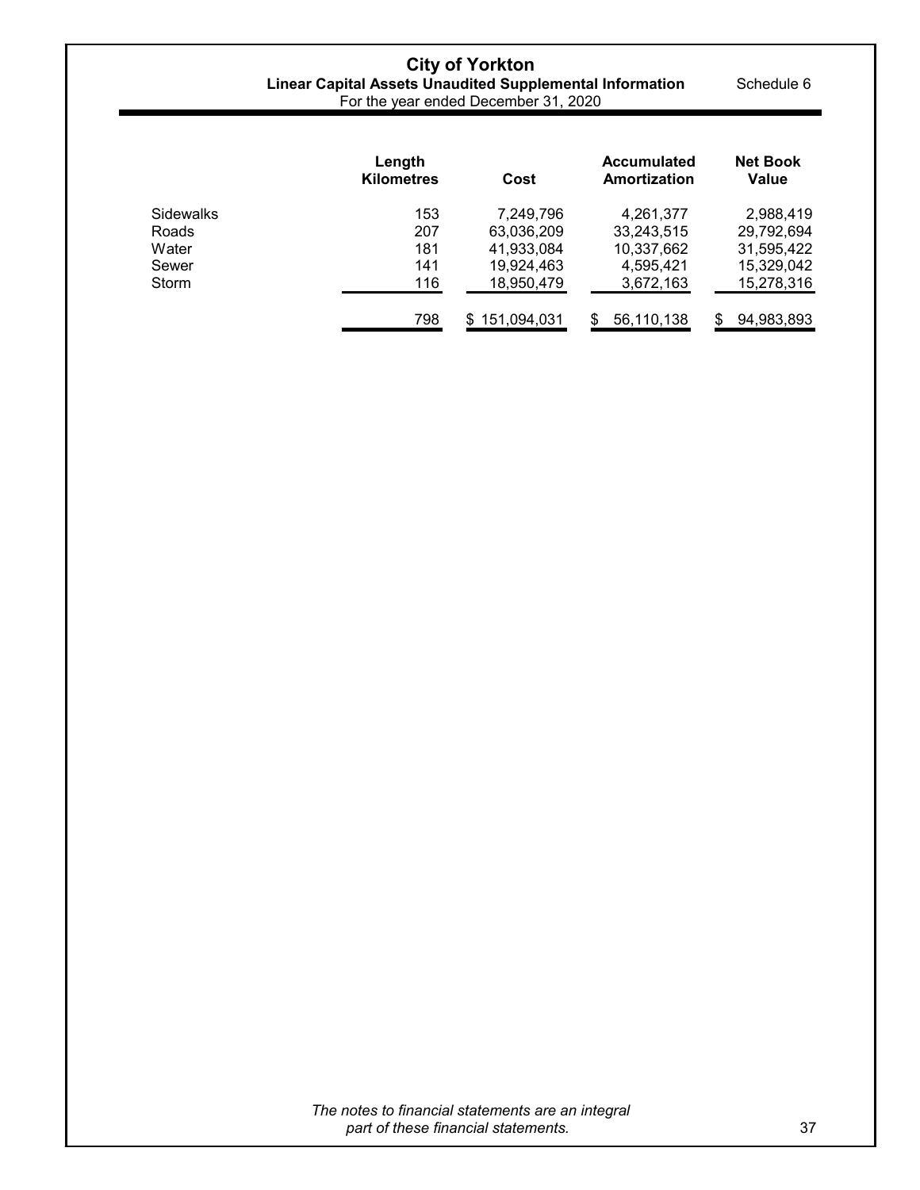# City of Yorkton

## Linear Capital Assets Unaudited Supplemental Information

Schedule 6

For the year ended December 31, 2020

| | Length Kilometres | Cost | Accumulated Amortization | Net Book Value |
|---|---|---|---|---|
| Sidewalks | 153 | 7,249,796 | 4,261,377 | 2,988,419 |
| Roads | 207 | 63,036,209 | 33,243,515 | 29,792,694 |
| Water | 181 | 41,933,084 | 10,337,662 | 31,595,422 |
| Sewer | 141 | 19,924,463 | 4,595,421 | 15,329,042 |
| Storm | 116 | 18,950,479 | 3,672,163 | 15,278,316 |
| | 798 | $ 151,094,031 | $ 56,110,138 | $ 94,983,893 |

*The notes to financial statements are an integral part of these financial statements.*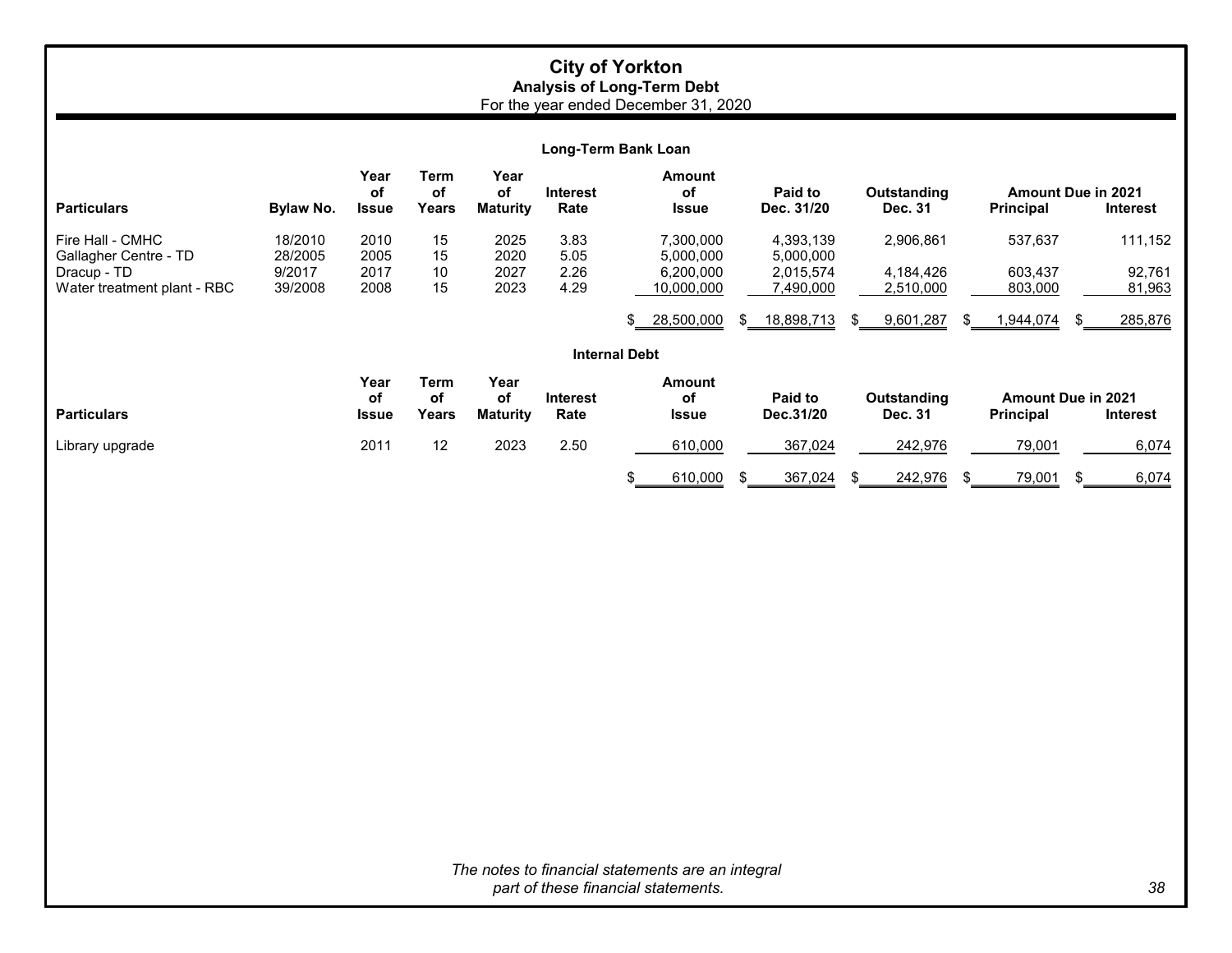# City of Yorkton

## Analysis of Long-Term Debt

For the year ended December 31, 2020

### Long-Term Bank Loan

| Particulars | Bylaw No. | Year of Issue | Term of Years | Year of Maturity | Interest Rate | Amount of Issue | Paid to Dec. 31/20 | Outstanding Dec. 31 | Amount Due in 2021 Principal | Amount Due in 2021 Interest |
|---|---|---|---|---|---|---|---|---|---|---|
| Fire Hall - CMHC | 18/2010 | 2010 | 15 | 2025 | 3.83 | 7,300,000 | 4,393,139 | 2,906,861 | 537,637 | 111,152 |
| Gallagher Centre - TD | 28/2005 | 2005 | 15 | 2020 | 5.05 | 5,000,000 | 5,000,000 | | | |
| Dracup - TD | 9/2017 | 2017 | 10 | 2027 | 2.26 | 6,200,000 | 2,015,574 | 4,184,426 | 603,437 | 92,761 |
| Water treatment plant - RBC | 39/2008 | 2008 | 15 | 2023 | 4.29 | 10,000,000 | 7,490,000 | 2,510,000 | 803,000 | 81,963 |
| | | | | | | $ 28,500,000 | $ 18,898,713 | $ 9,601,287 | $ 1,944,074 | $ 285,876 |

### Internal Debt

| Particulars | Year of Issue | Term of Years | Year of Maturity | Interest Rate | Amount of Issue | Paid to Dec.31/20 | Outstanding Dec. 31 | Amount Due in 2021 Principal | Amount Due in 2021 Interest |
|---|---|---|---|---|---|---|---|---|---|
| Library upgrade | 2011 | 12 | 2023 | 2.50 | 610,000 | 367,024 | 242,976 | 79,001 | 6,074 |
| | | | | | $ 610,000 | $ 367,024 | $ 242,976 | $ 79,001 | $ 6,074 |

*The notes to financial statements are an integral part of these financial statements.*